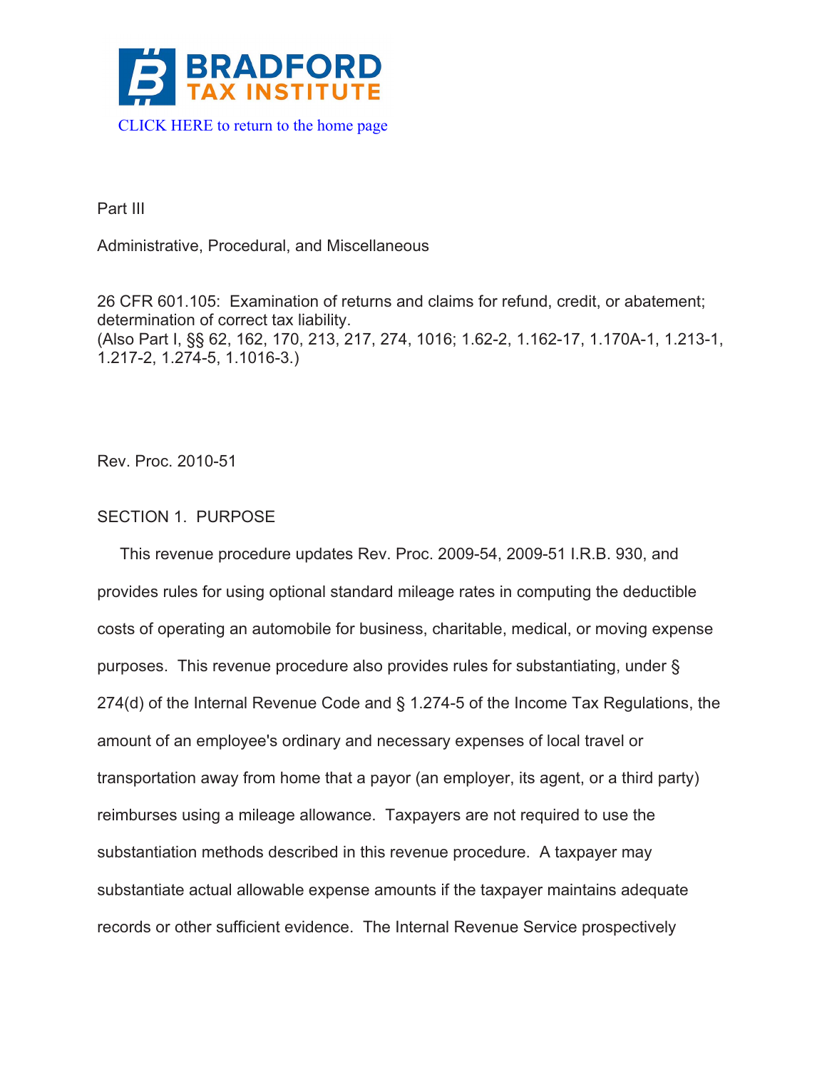BRADFORD TAX INSTITUTE

CLICK HERE to return to the home page

Part III

Administrative, Procedural, and Miscellaneous

26 CFR 601.105: Examination of returns and claims for refund, credit, or abatement; determination of correct tax liability.
(Also Part I, §§ 62, 162, 170, 213, 217, 274, 1016; 1.62-2, 1.162-17, 1.170A-1, 1.213-1, 1.217-2, 1.274-5, 1.1016-3.)

Rev. Proc. 2010-51

SECTION 1. PURPOSE

This revenue procedure updates Rev. Proc. 2009-54, 2009-51 I.R.B. 930, and provides rules for using optional standard mileage rates in computing the deductible costs of operating an automobile for business, charitable, medical, or moving expense purposes. This revenue procedure also provides rules for substantiating, under § 274(d) of the Internal Revenue Code and § 1.274-5 of the Income Tax Regulations, the amount of an employee's ordinary and necessary expenses of local travel or transportation away from home that a payor (an employer, its agent, or a third party) reimburses using a mileage allowance. Taxpayers are not required to use the substantiation methods described in this revenue procedure. A taxpayer may substantiate actual allowable expense amounts if the taxpayer maintains adequate records or other sufficient evidence. The Internal Revenue Service prospectively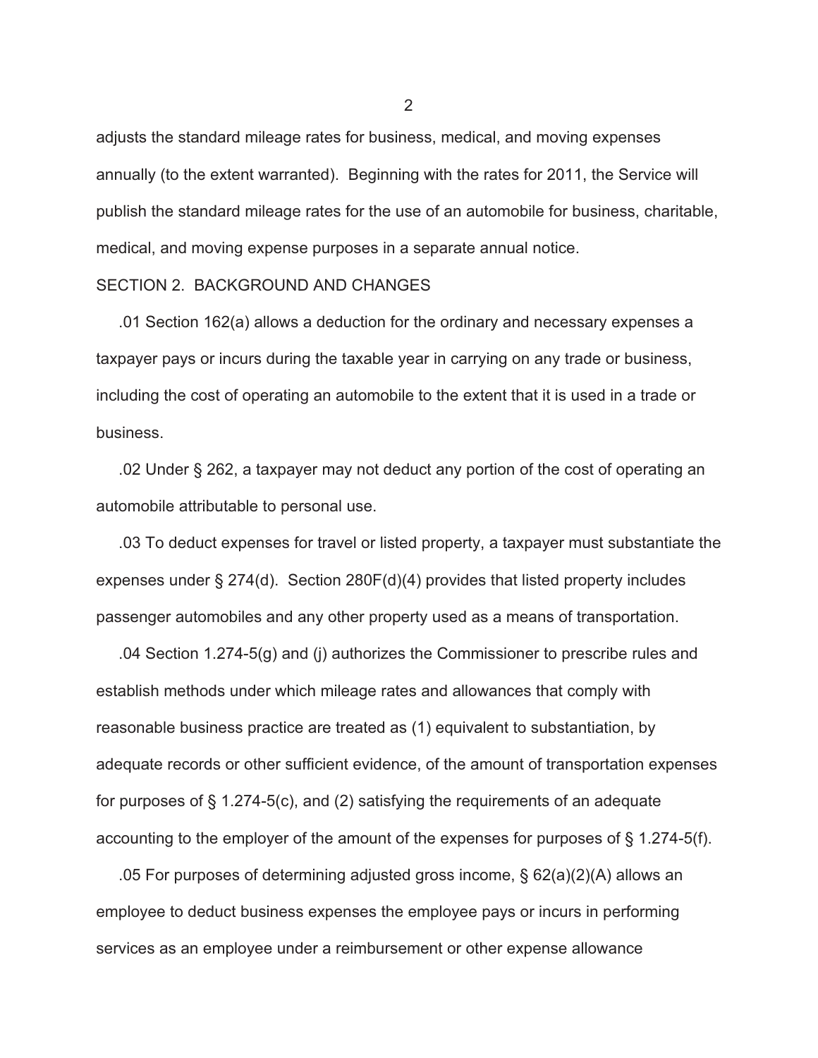adjusts the standard mileage rates for business, medical, and moving expenses annually (to the extent warranted). Beginning with the rates for 2011, the Service will publish the standard mileage rates for the use of an automobile for business, charitable, medical, and moving expense purposes in a separate annual notice.

## SECTION 2. BACKGROUND AND CHANGES

.01 Section 162(a) allows a deduction for the ordinary and necessary expenses a taxpayer pays or incurs during the taxable year in carrying on any trade or business, including the cost of operating an automobile to the extent that it is used in a trade or business.

.02 Under § 262, a taxpayer may not deduct any portion of the cost of operating an automobile attributable to personal use.

.03 To deduct expenses for travel or listed property, a taxpayer must substantiate the expenses under § 274(d). Section 280F(d)(4) provides that listed property includes passenger automobiles and any other property used as a means of transportation.

.04 Section 1.274-5(g) and (j) authorizes the Commissioner to prescribe rules and establish methods under which mileage rates and allowances that comply with reasonable business practice are treated as (1) equivalent to substantiation, by adequate records or other sufficient evidence, of the amount of transportation expenses for purposes of § 1.274-5(c), and (2) satisfying the requirements of an adequate accounting to the employer of the amount of the expenses for purposes of § 1.274-5(f).

.05 For purposes of determining adjusted gross income, § 62(a)(2)(A) allows an employee to deduct business expenses the employee pays or incurs in performing services as an employee under a reimbursement or other expense allowance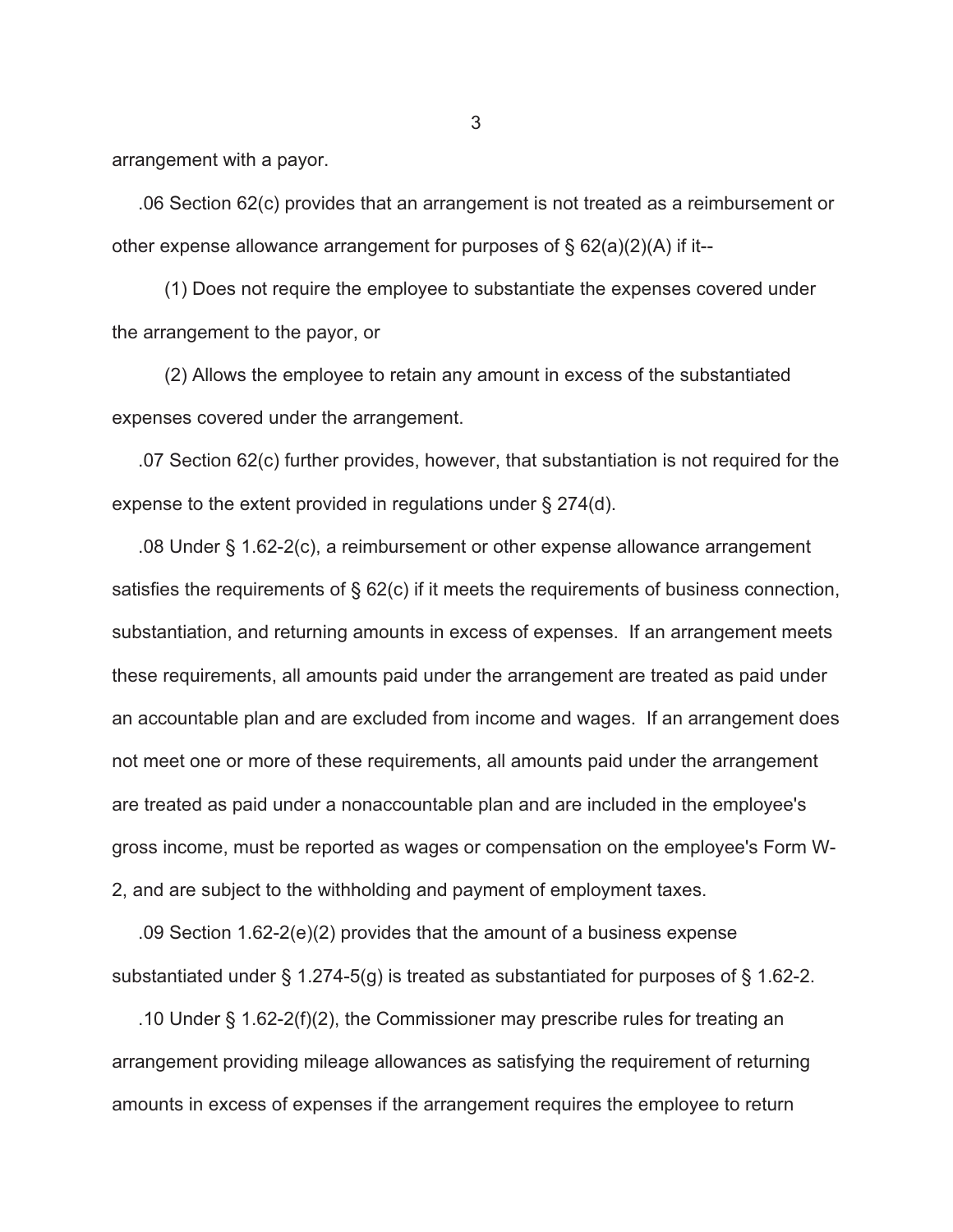arrangement with a payor.

.06 Section 62(c) provides that an arrangement is not treated as a reimbursement or other expense allowance arrangement for purposes of § 62(a)(2)(A) if it--

(1) Does not require the employee to substantiate the expenses covered under the arrangement to the payor, or

(2) Allows the employee to retain any amount in excess of the substantiated expenses covered under the arrangement.

.07 Section 62(c) further provides, however, that substantiation is not required for the expense to the extent provided in regulations under § 274(d).

.08 Under § 1.62-2(c), a reimbursement or other expense allowance arrangement satisfies the requirements of § 62(c) if it meets the requirements of business connection, substantiation, and returning amounts in excess of expenses. If an arrangement meets these requirements, all amounts paid under the arrangement are treated as paid under an accountable plan and are excluded from income and wages. If an arrangement does not meet one or more of these requirements, all amounts paid under the arrangement are treated as paid under a nonaccountable plan and are included in the employee's gross income, must be reported as wages or compensation on the employee's Form W-2, and are subject to the withholding and payment of employment taxes.

.09 Section 1.62-2(e)(2) provides that the amount of a business expense substantiated under § 1.274-5(g) is treated as substantiated for purposes of § 1.62-2.

.10 Under § 1.62-2(f)(2), the Commissioner may prescribe rules for treating an arrangement providing mileage allowances as satisfying the requirement of returning amounts in excess of expenses if the arrangement requires the employee to return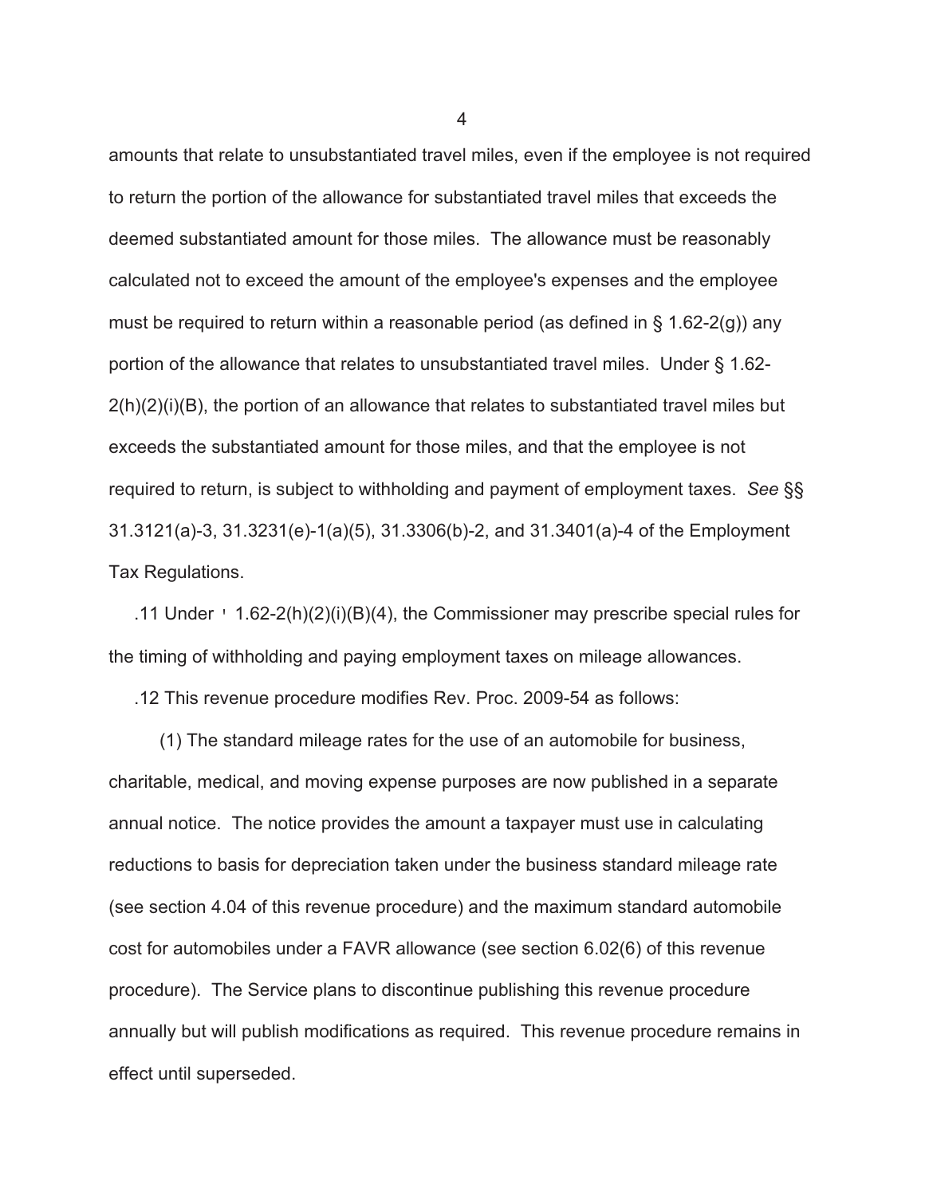amounts that relate to unsubstantiated travel miles, even if the employee is not required to return the portion of the allowance for substantiated travel miles that exceeds the deemed substantiated amount for those miles. The allowance must be reasonably calculated not to exceed the amount of the employee's expenses and the employee must be required to return within a reasonable period (as defined in § 1.62-2(g)) any portion of the allowance that relates to unsubstantiated travel miles. Under § 1.62-2(h)(2)(i)(B), the portion of an allowance that relates to substantiated travel miles but exceeds the substantiated amount for those miles, and that the employee is not required to return, is subject to withholding and payment of employment taxes. *See* §§ 31.3121(a)-3, 31.3231(e)-1(a)(5), 31.3306(b)-2, and 31.3401(a)-4 of the Employment Tax Regulations.

.11 Under ' 1.62-2(h)(2)(i)(B)(4), the Commissioner may prescribe special rules for the timing of withholding and paying employment taxes on mileage allowances.

.12 This revenue procedure modifies Rev. Proc. 2009-54 as follows:

(1) The standard mileage rates for the use of an automobile for business, charitable, medical, and moving expense purposes are now published in a separate annual notice. The notice provides the amount a taxpayer must use in calculating reductions to basis for depreciation taken under the business standard mileage rate (see section 4.04 of this revenue procedure) and the maximum standard automobile cost for automobiles under a FAVR allowance (see section 6.02(6) of this revenue procedure). The Service plans to discontinue publishing this revenue procedure annually but will publish modifications as required. This revenue procedure remains in effect until superseded.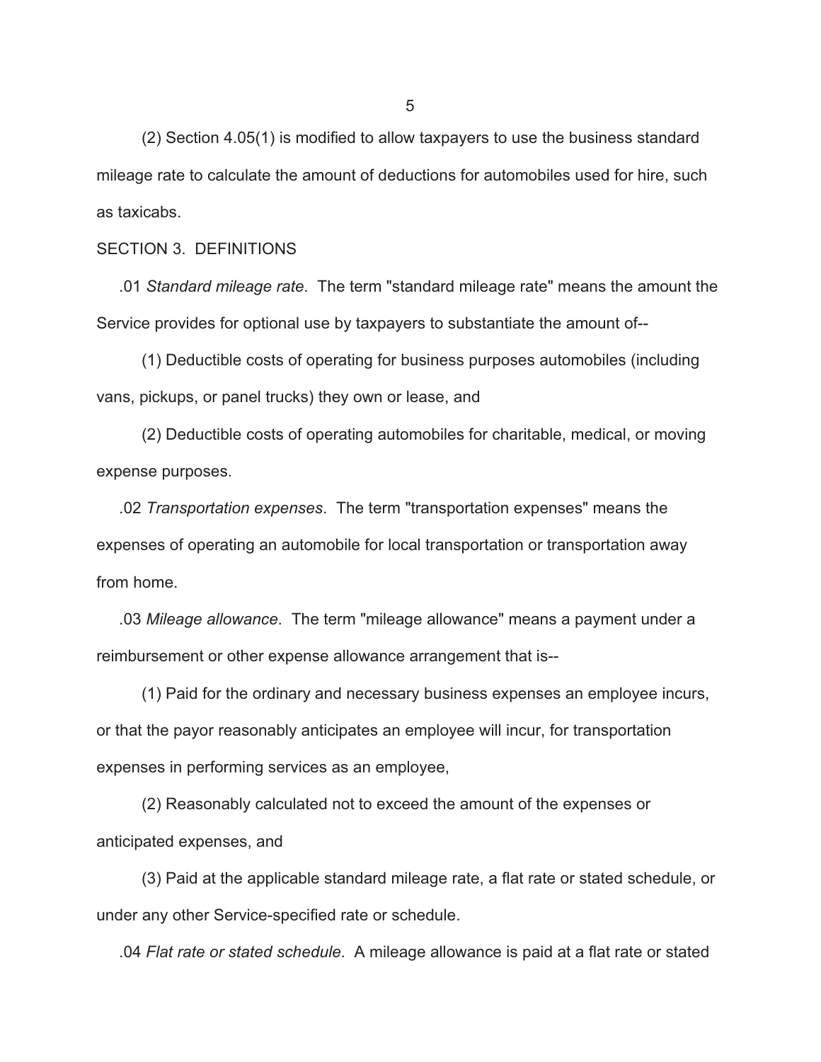(2) Section 4.05(1) is modified to allow taxpayers to use the business standard mileage rate to calculate the amount of deductions for automobiles used for hire, such as taxicabs.

SECTION 3. DEFINITIONS

.01 *Standard mileage rate*. The term "standard mileage rate" means the amount the Service provides for optional use by taxpayers to substantiate the amount of--

(1) Deductible costs of operating for business purposes automobiles (including vans, pickups, or panel trucks) they own or lease, and

(2) Deductible costs of operating automobiles for charitable, medical, or moving expense purposes.

.02 *Transportation expenses*. The term "transportation expenses" means the expenses of operating an automobile for local transportation or transportation away from home.

.03 *Mileage allowance*. The term "mileage allowance" means a payment under a reimbursement or other expense allowance arrangement that is--

(1) Paid for the ordinary and necessary business expenses an employee incurs, or that the payor reasonably anticipates an employee will incur, for transportation expenses in performing services as an employee,

(2) Reasonably calculated not to exceed the amount of the expenses or anticipated expenses, and

(3) Paid at the applicable standard mileage rate, a flat rate or stated schedule, or under any other Service-specified rate or schedule.

.04 *Flat rate or stated schedule*. A mileage allowance is paid at a flat rate or stated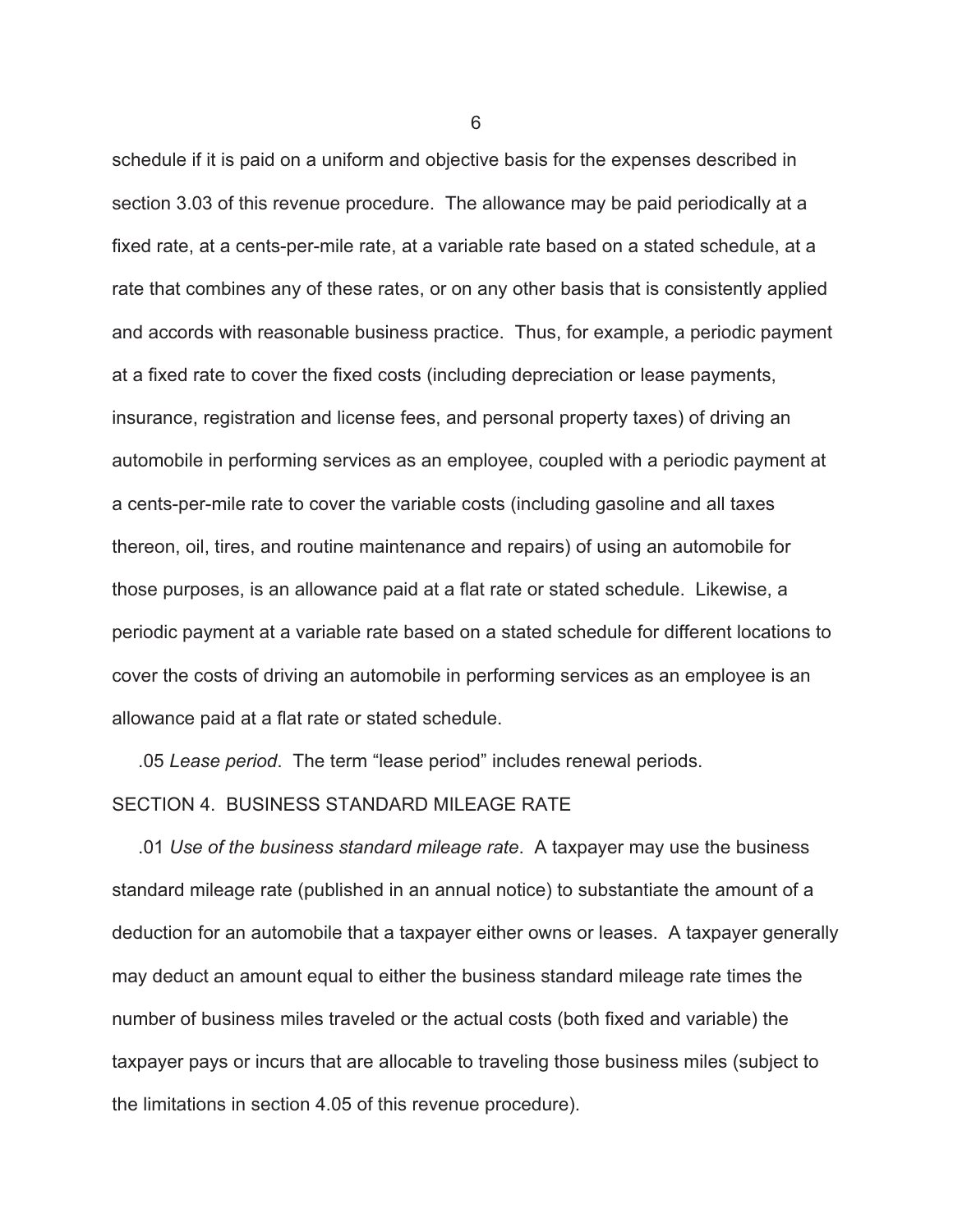schedule if it is paid on a uniform and objective basis for the expenses described in section 3.03 of this revenue procedure. The allowance may be paid periodically at a fixed rate, at a cents-per-mile rate, at a variable rate based on a stated schedule, at a rate that combines any of these rates, or on any other basis that is consistently applied and accords with reasonable business practice. Thus, for example, a periodic payment at a fixed rate to cover the fixed costs (including depreciation or lease payments, insurance, registration and license fees, and personal property taxes) of driving an automobile in performing services as an employee, coupled with a periodic payment at a cents-per-mile rate to cover the variable costs (including gasoline and all taxes thereon, oil, tires, and routine maintenance and repairs) of using an automobile for those purposes, is an allowance paid at a flat rate or stated schedule. Likewise, a periodic payment at a variable rate based on a stated schedule for different locations to cover the costs of driving an automobile in performing services as an employee is an allowance paid at a flat rate or stated schedule.

.05 *Lease period*. The term "lease period" includes renewal periods.

SECTION 4. BUSINESS STANDARD MILEAGE RATE

.01 *Use of the business standard mileage rate*. A taxpayer may use the business standard mileage rate (published in an annual notice) to substantiate the amount of a deduction for an automobile that a taxpayer either owns or leases. A taxpayer generally may deduct an amount equal to either the business standard mileage rate times the number of business miles traveled or the actual costs (both fixed and variable) the taxpayer pays or incurs that are allocable to traveling those business miles (subject to the limitations in section 4.05 of this revenue procedure).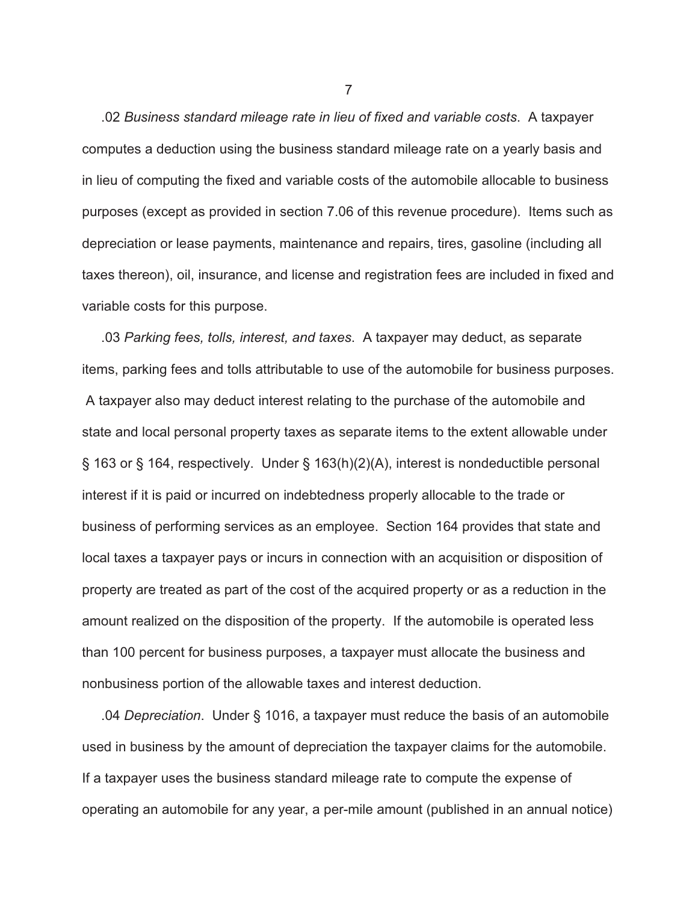.02 *Business standard mileage rate in lieu of fixed and variable costs*. A taxpayer computes a deduction using the business standard mileage rate on a yearly basis and in lieu of computing the fixed and variable costs of the automobile allocable to business purposes (except as provided in section 7.06 of this revenue procedure). Items such as depreciation or lease payments, maintenance and repairs, tires, gasoline (including all taxes thereon), oil, insurance, and license and registration fees are included in fixed and variable costs for this purpose.

.03 *Parking fees, tolls, interest, and taxes*. A taxpayer may deduct, as separate items, parking fees and tolls attributable to use of the automobile for business purposes. A taxpayer also may deduct interest relating to the purchase of the automobile and state and local personal property taxes as separate items to the extent allowable under § 163 or § 164, respectively. Under § 163(h)(2)(A), interest is nondeductible personal interest if it is paid or incurred on indebtedness properly allocable to the trade or business of performing services as an employee. Section 164 provides that state and local taxes a taxpayer pays or incurs in connection with an acquisition or disposition of property are treated as part of the cost of the acquired property or as a reduction in the amount realized on the disposition of the property. If the automobile is operated less than 100 percent for business purposes, a taxpayer must allocate the business and nonbusiness portion of the allowable taxes and interest deduction.

.04 *Depreciation*. Under § 1016, a taxpayer must reduce the basis of an automobile used in business by the amount of depreciation the taxpayer claims for the automobile. If a taxpayer uses the business standard mileage rate to compute the expense of operating an automobile for any year, a per-mile amount (published in an annual notice)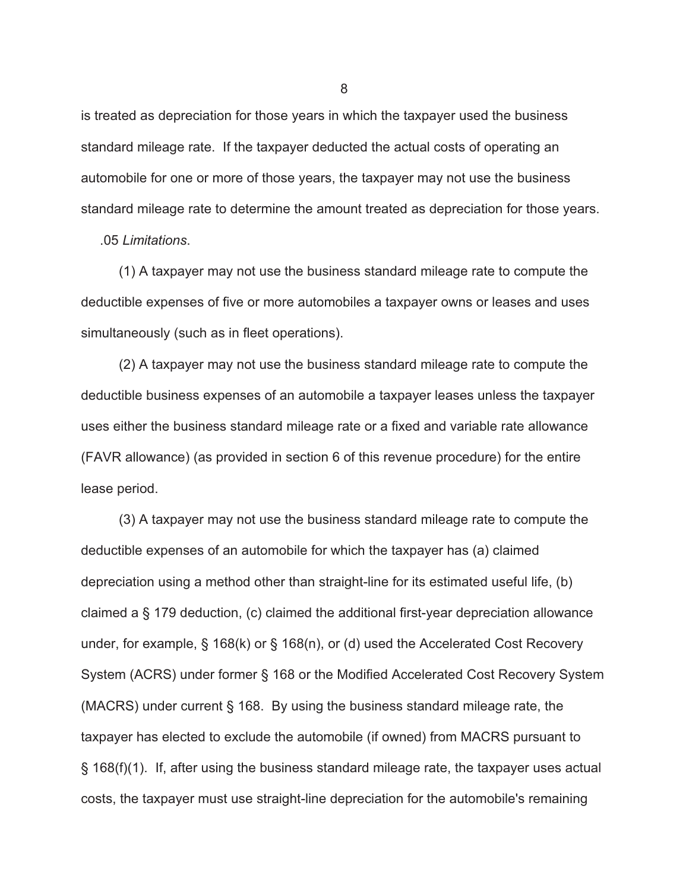is treated as depreciation for those years in which the taxpayer used the business standard mileage rate. If the taxpayer deducted the actual costs of operating an automobile for one or more of those years, the taxpayer may not use the business standard mileage rate to determine the amount treated as depreciation for those years.

.05 *Limitations*.

(1) A taxpayer may not use the business standard mileage rate to compute the deductible expenses of five or more automobiles a taxpayer owns or leases and uses simultaneously (such as in fleet operations).

(2) A taxpayer may not use the business standard mileage rate to compute the deductible business expenses of an automobile a taxpayer leases unless the taxpayer uses either the business standard mileage rate or a fixed and variable rate allowance (FAVR allowance) (as provided in section 6 of this revenue procedure) for the entire lease period.

(3) A taxpayer may not use the business standard mileage rate to compute the deductible expenses of an automobile for which the taxpayer has (a) claimed depreciation using a method other than straight-line for its estimated useful life, (b) claimed a § 179 deduction, (c) claimed the additional first-year depreciation allowance under, for example, § 168(k) or § 168(n), or (d) used the Accelerated Cost Recovery System (ACRS) under former § 168 or the Modified Accelerated Cost Recovery System (MACRS) under current § 168. By using the business standard mileage rate, the taxpayer has elected to exclude the automobile (if owned) from MACRS pursuant to § 168(f)(1). If, after using the business standard mileage rate, the taxpayer uses actual costs, the taxpayer must use straight-line depreciation for the automobile's remaining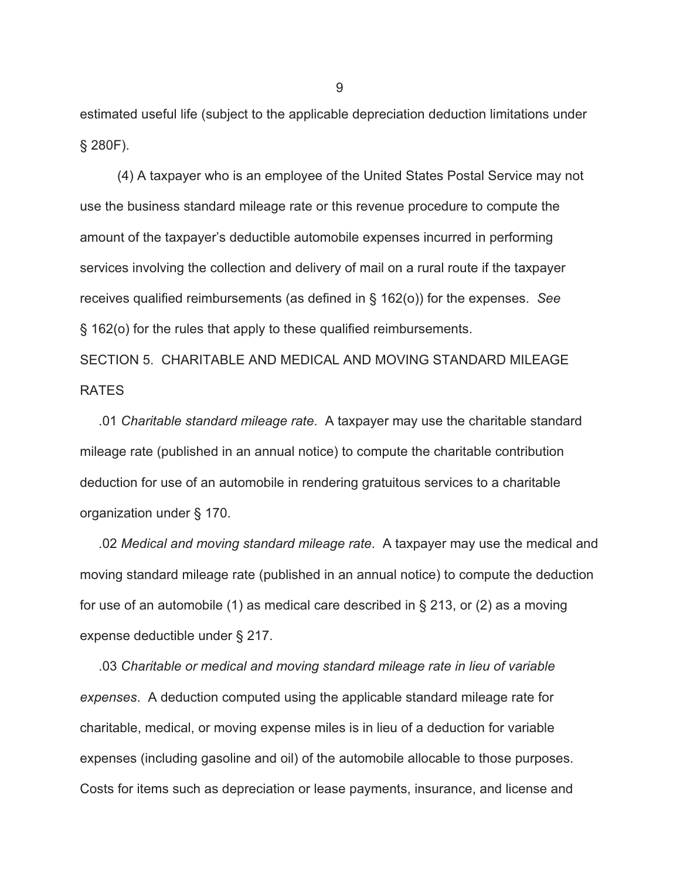estimated useful life (subject to the applicable depreciation deduction limitations under § 280F).

(4) A taxpayer who is an employee of the United States Postal Service may not use the business standard mileage rate or this revenue procedure to compute the amount of the taxpayer's deductible automobile expenses incurred in performing services involving the collection and delivery of mail on a rural route if the taxpayer receives qualified reimbursements (as defined in § 162(o)) for the expenses. *See* § 162(o) for the rules that apply to these qualified reimbursements.

## SECTION 5. CHARITABLE AND MEDICAL AND MOVING STANDARD MILEAGE RATES

.01 *Charitable standard mileage rate*. A taxpayer may use the charitable standard mileage rate (published in an annual notice) to compute the charitable contribution deduction for use of an automobile in rendering gratuitous services to a charitable organization under § 170.

.02 *Medical and moving standard mileage rate*. A taxpayer may use the medical and moving standard mileage rate (published in an annual notice) to compute the deduction for use of an automobile (1) as medical care described in § 213, or (2) as a moving expense deductible under § 217.

.03 *Charitable or medical and moving standard mileage rate in lieu of variable expenses*. A deduction computed using the applicable standard mileage rate for charitable, medical, or moving expense miles is in lieu of a deduction for variable expenses (including gasoline and oil) of the automobile allocable to those purposes. Costs for items such as depreciation or lease payments, insurance, and license and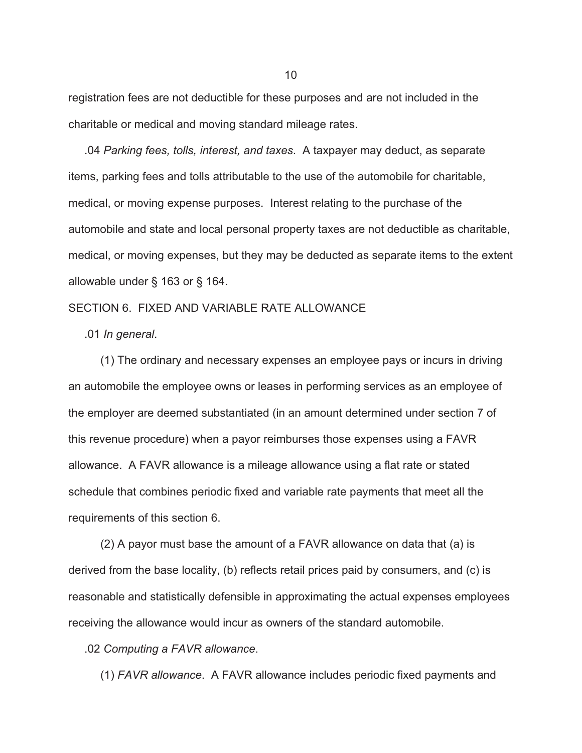registration fees are not deductible for these purposes and are not included in the charitable or medical and moving standard mileage rates.

.04 *Parking fees, tolls, interest, and taxes*. A taxpayer may deduct, as separate items, parking fees and tolls attributable to the use of the automobile for charitable, medical, or moving expense purposes. Interest relating to the purchase of the automobile and state and local personal property taxes are not deductible as charitable, medical, or moving expenses, but they may be deducted as separate items to the extent allowable under § 163 or § 164.

SECTION 6. FIXED AND VARIABLE RATE ALLOWANCE

.01 *In general*.

(1) The ordinary and necessary expenses an employee pays or incurs in driving an automobile the employee owns or leases in performing services as an employee of the employer are deemed substantiated (in an amount determined under section 7 of this revenue procedure) when a payor reimburses those expenses using a FAVR allowance. A FAVR allowance is a mileage allowance using a flat rate or stated schedule that combines periodic fixed and variable rate payments that meet all the requirements of this section 6.

(2) A payor must base the amount of a FAVR allowance on data that (a) is derived from the base locality, (b) reflects retail prices paid by consumers, and (c) is reasonable and statistically defensible in approximating the actual expenses employees receiving the allowance would incur as owners of the standard automobile.

.02 *Computing a FAVR allowance*.

(1) *FAVR allowance.* A FAVR allowance includes periodic fixed payments and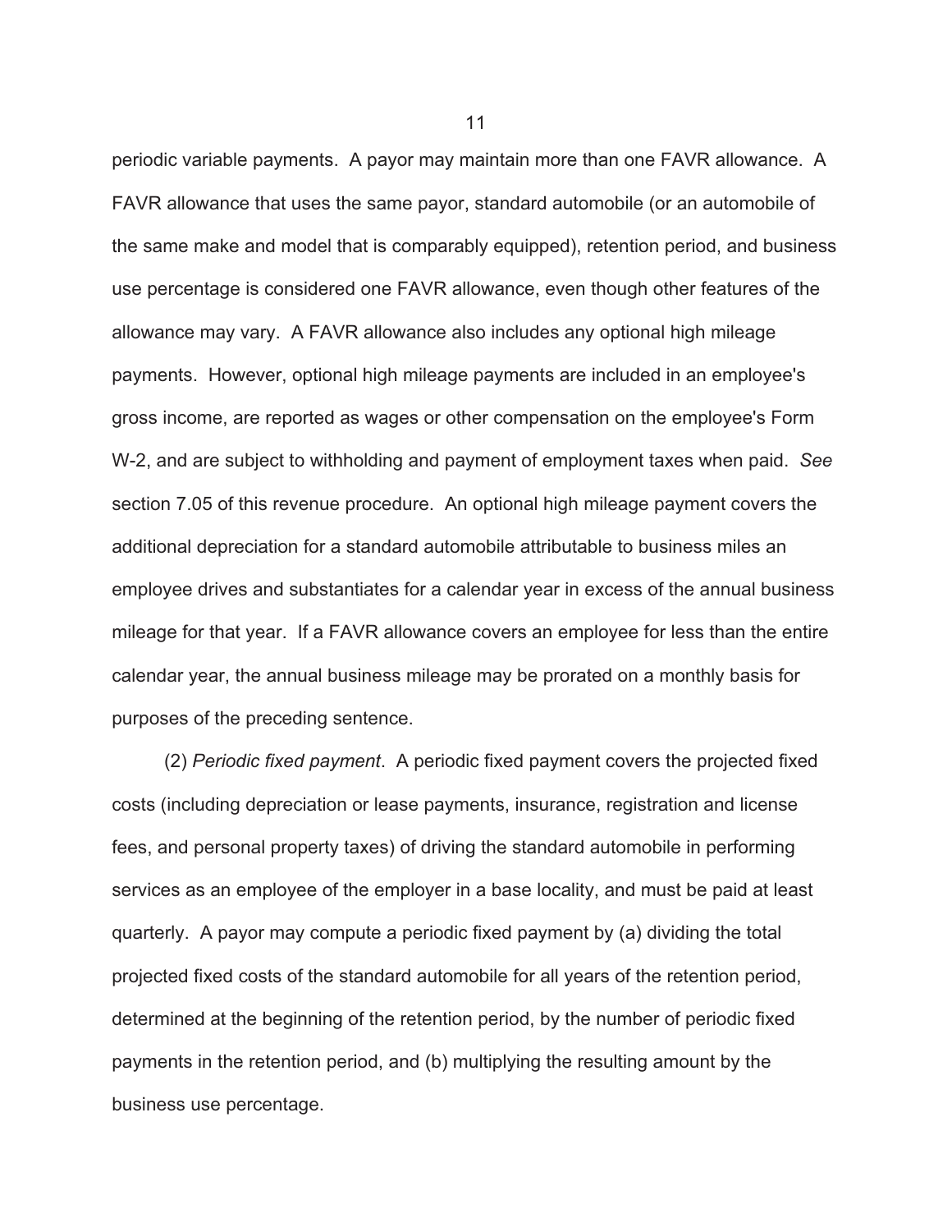periodic variable payments. A payor may maintain more than one FAVR allowance. A FAVR allowance that uses the same payor, standard automobile (or an automobile of the same make and model that is comparably equipped), retention period, and business use percentage is considered one FAVR allowance, even though other features of the allowance may vary. A FAVR allowance also includes any optional high mileage payments. However, optional high mileage payments are included in an employee's gross income, are reported as wages or other compensation on the employee's Form W-2, and are subject to withholding and payment of employment taxes when paid. *See* section 7.05 of this revenue procedure. An optional high mileage payment covers the additional depreciation for a standard automobile attributable to business miles an employee drives and substantiates for a calendar year in excess of the annual business mileage for that year. If a FAVR allowance covers an employee for less than the entire calendar year, the annual business mileage may be prorated on a monthly basis for purposes of the preceding sentence.

(2) *Periodic fixed payment*. A periodic fixed payment covers the projected fixed costs (including depreciation or lease payments, insurance, registration and license fees, and personal property taxes) of driving the standard automobile in performing services as an employee of the employer in a base locality, and must be paid at least quarterly. A payor may compute a periodic fixed payment by (a) dividing the total projected fixed costs of the standard automobile for all years of the retention period, determined at the beginning of the retention period, by the number of periodic fixed payments in the retention period, and (b) multiplying the resulting amount by the business use percentage.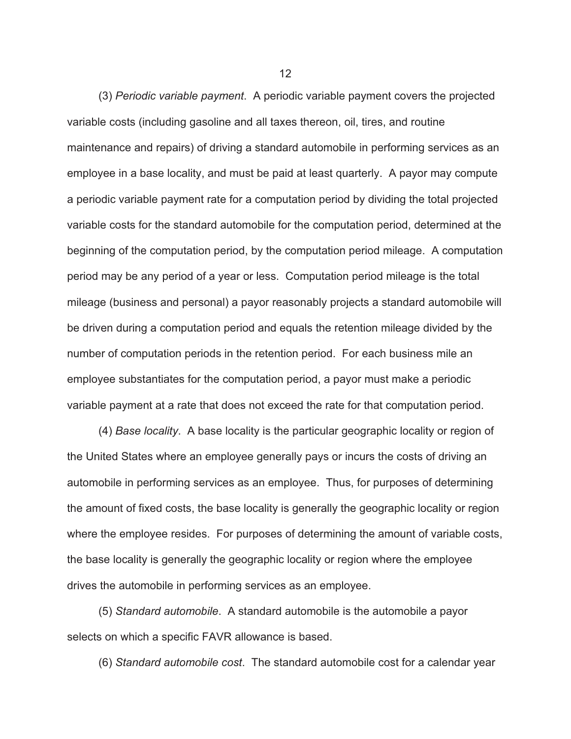(3) *Periodic variable payment*. A periodic variable payment covers the projected variable costs (including gasoline and all taxes thereon, oil, tires, and routine maintenance and repairs) of driving a standard automobile in performing services as an employee in a base locality, and must be paid at least quarterly. A payor may compute a periodic variable payment rate for a computation period by dividing the total projected variable costs for the standard automobile for the computation period, determined at the beginning of the computation period, by the computation period mileage. A computation period may be any period of a year or less. Computation period mileage is the total mileage (business and personal) a payor reasonably projects a standard automobile will be driven during a computation period and equals the retention mileage divided by the number of computation periods in the retention period. For each business mile an employee substantiates for the computation period, a payor must make a periodic variable payment at a rate that does not exceed the rate for that computation period.

(4) *Base locality*. A base locality is the particular geographic locality or region of the United States where an employee generally pays or incurs the costs of driving an automobile in performing services as an employee. Thus, for purposes of determining the amount of fixed costs, the base locality is generally the geographic locality or region where the employee resides. For purposes of determining the amount of variable costs, the base locality is generally the geographic locality or region where the employee drives the automobile in performing services as an employee.

(5) *Standard automobile*. A standard automobile is the automobile a payor selects on which a specific FAVR allowance is based.

(6) *Standard automobile cost*. The standard automobile cost for a calendar year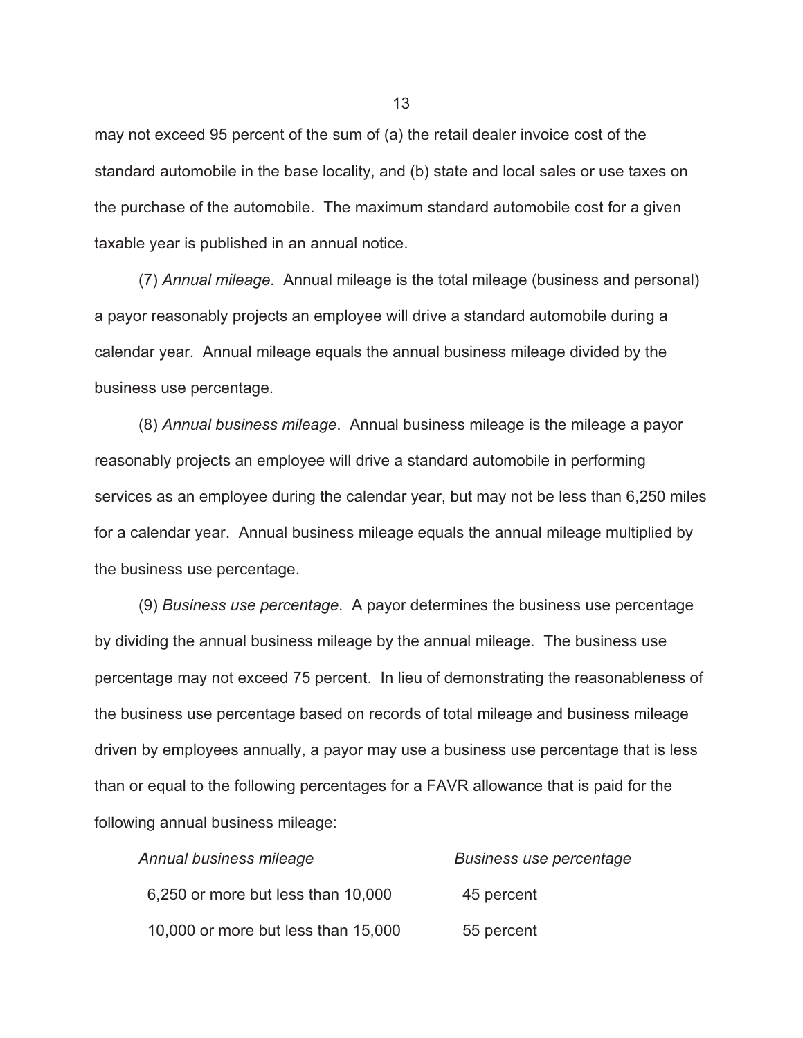may not exceed 95 percent of the sum of (a) the retail dealer invoice cost of the standard automobile in the base locality, and (b) state and local sales or use taxes on the purchase of the automobile. The maximum standard automobile cost for a given taxable year is published in an annual notice.

(7) *Annual mileage*. Annual mileage is the total mileage (business and personal) a payor reasonably projects an employee will drive a standard automobile during a calendar year. Annual mileage equals the annual business mileage divided by the business use percentage.

(8) *Annual business mileage*. Annual business mileage is the mileage a payor reasonably projects an employee will drive a standard automobile in performing services as an employee during the calendar year, but may not be less than 6,250 miles for a calendar year. Annual business mileage equals the annual mileage multiplied by the business use percentage.

(9) *Business use percentage*. A payor determines the business use percentage by dividing the annual business mileage by the annual mileage. The business use percentage may not exceed 75 percent. In lieu of demonstrating the reasonableness of the business use percentage based on records of total mileage and business mileage driven by employees annually, a payor may use a business use percentage that is less than or equal to the following percentages for a FAVR allowance that is paid for the following annual business mileage:

| *Annual business mileage* | *Business use percentage* |
| --- | --- |
| 6,250 or more but less than 10,000 | 45 percent |
| 10,000 or more but less than 15,000 | 55 percent |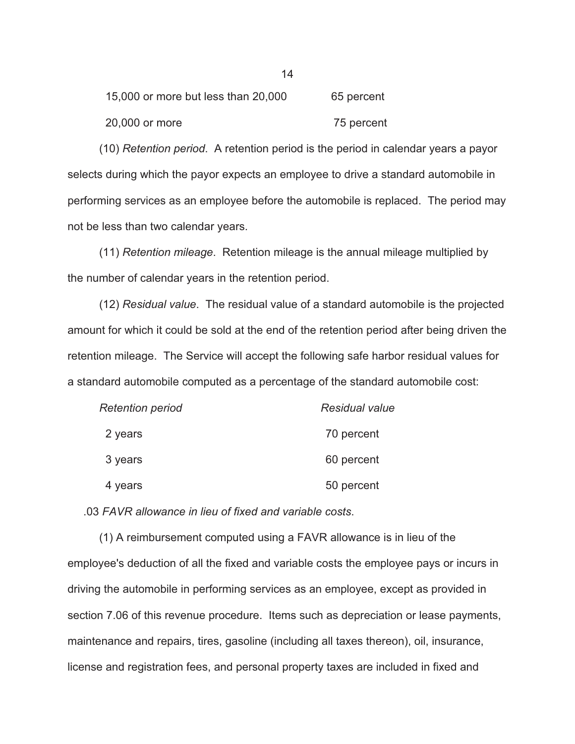| | |
|---|---|
| 15,000 or more but less than 20,000 | 65 percent |
| 20,000 or more | 75 percent |

(10) *Retention period*. A retention period is the period in calendar years a payor selects during which the payor expects an employee to drive a standard automobile in performing services as an employee before the automobile is replaced. The period may not be less than two calendar years.

(11) *Retention mileage*. Retention mileage is the annual mileage multiplied by the number of calendar years in the retention period.

(12) *Residual value*. The residual value of a standard automobile is the projected amount for which it could be sold at the end of the retention period after being driven the retention mileage. The Service will accept the following safe harbor residual values for a standard automobile computed as a percentage of the standard automobile cost:

| *Retention period* | *Residual value* |
|---|---|
| 2 years | 70 percent |
| 3 years | 60 percent |
| 4 years | 50 percent |

.03 *FAVR allowance in lieu of fixed and variable costs*.

(1) A reimbursement computed using a FAVR allowance is in lieu of the employee's deduction of all the fixed and variable costs the employee pays or incurs in driving the automobile in performing services as an employee, except as provided in section 7.06 of this revenue procedure. Items such as depreciation or lease payments, maintenance and repairs, tires, gasoline (including all taxes thereon), oil, insurance, license and registration fees, and personal property taxes are included in fixed and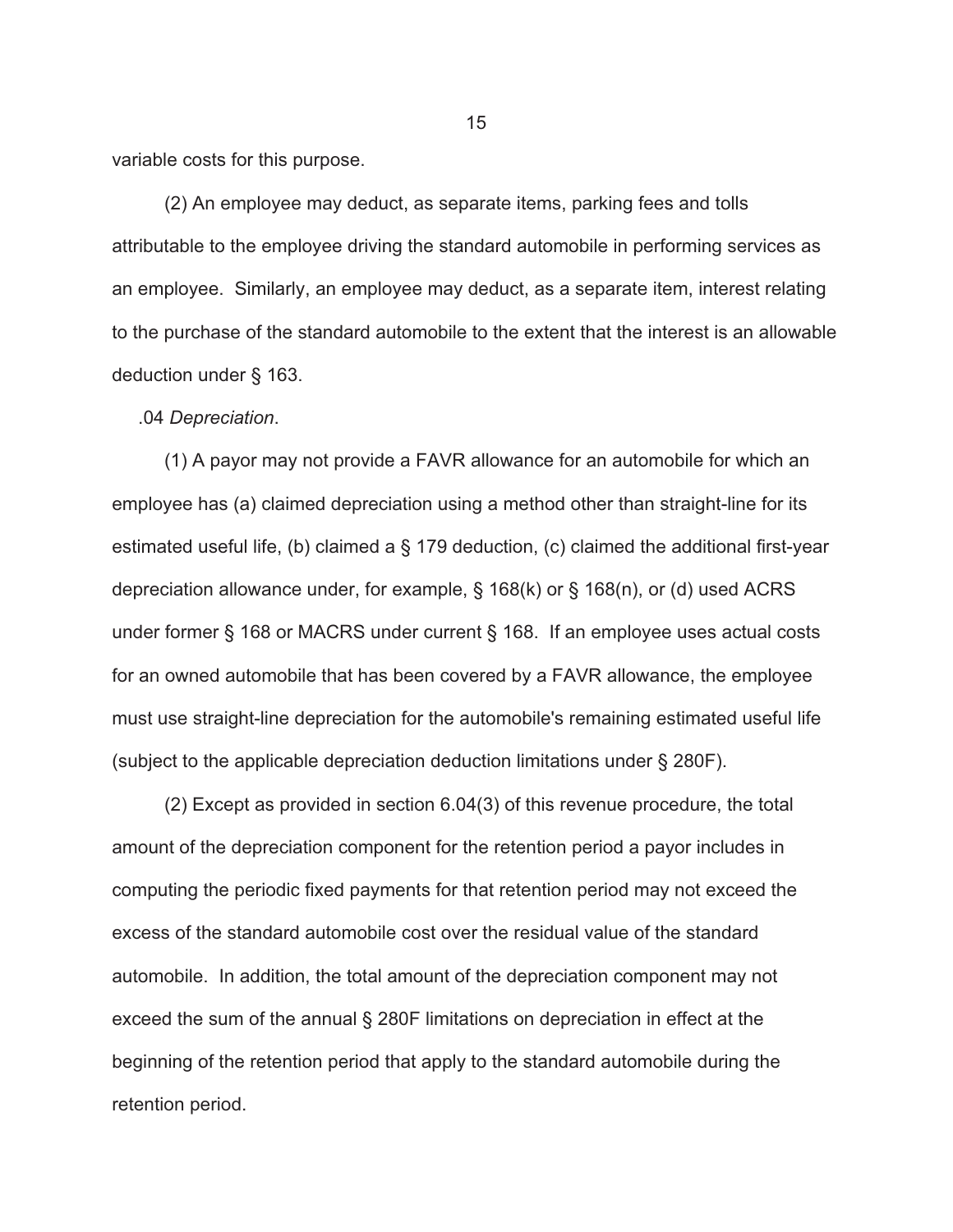variable costs for this purpose.

(2) An employee may deduct, as separate items, parking fees and tolls attributable to the employee driving the standard automobile in performing services as an employee. Similarly, an employee may deduct, as a separate item, interest relating to the purchase of the standard automobile to the extent that the interest is an allowable deduction under § 163.

.04 *Depreciation*.

(1) A payor may not provide a FAVR allowance for an automobile for which an employee has (a) claimed depreciation using a method other than straight-line for its estimated useful life, (b) claimed a § 179 deduction, (c) claimed the additional first-year depreciation allowance under, for example, § 168(k) or § 168(n), or (d) used ACRS under former § 168 or MACRS under current § 168. If an employee uses actual costs for an owned automobile that has been covered by a FAVR allowance, the employee must use straight-line depreciation for the automobile's remaining estimated useful life (subject to the applicable depreciation deduction limitations under § 280F).

(2) Except as provided in section 6.04(3) of this revenue procedure, the total amount of the depreciation component for the retention period a payor includes in computing the periodic fixed payments for that retention period may not exceed the excess of the standard automobile cost over the residual value of the standard automobile. In addition, the total amount of the depreciation component may not exceed the sum of the annual § 280F limitations on depreciation in effect at the beginning of the retention period that apply to the standard automobile during the retention period.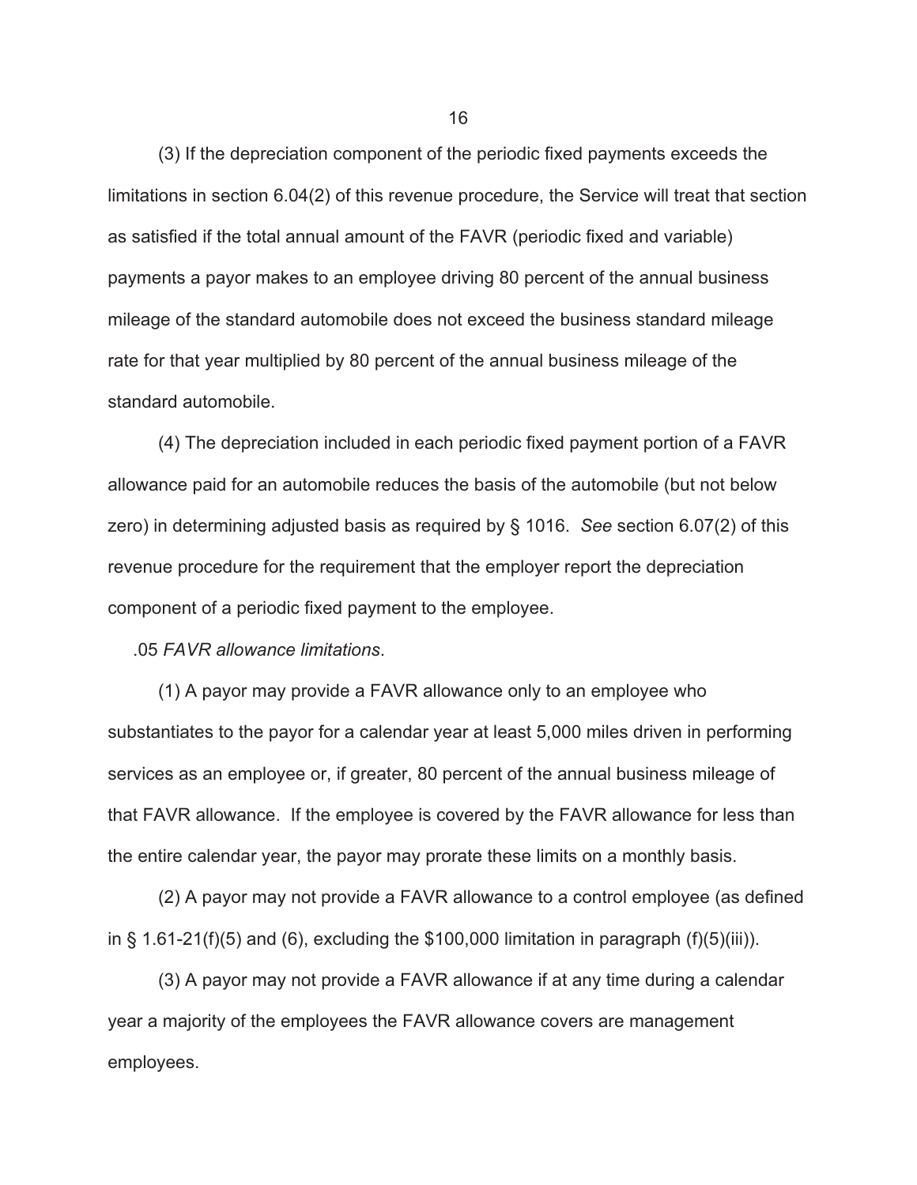(3) If the depreciation component of the periodic fixed payments exceeds the limitations in section 6.04(2) of this revenue procedure, the Service will treat that section as satisfied if the total annual amount of the FAVR (periodic fixed and variable) payments a payor makes to an employee driving 80 percent of the annual business mileage of the standard automobile does not exceed the business standard mileage rate for that year multiplied by 80 percent of the annual business mileage of the standard automobile.

(4) The depreciation included in each periodic fixed payment portion of a FAVR allowance paid for an automobile reduces the basis of the automobile (but not below zero) in determining adjusted basis as required by § 1016. *See* section 6.07(2) of this revenue procedure for the requirement that the employer report the depreciation component of a periodic fixed payment to the employee.

.05 *FAVR allowance limitations*.

(1) A payor may provide a FAVR allowance only to an employee who substantiates to the payor for a calendar year at least 5,000 miles driven in performing services as an employee or, if greater, 80 percent of the annual business mileage of that FAVR allowance. If the employee is covered by the FAVR allowance for less than the entire calendar year, the payor may prorate these limits on a monthly basis.

(2) A payor may not provide a FAVR allowance to a control employee (as defined in § 1.61-21(f)(5) and (6), excluding the $100,000 limitation in paragraph (f)(5)(iii)).

(3) A payor may not provide a FAVR allowance if at any time during a calendar year a majority of the employees the FAVR allowance covers are management employees.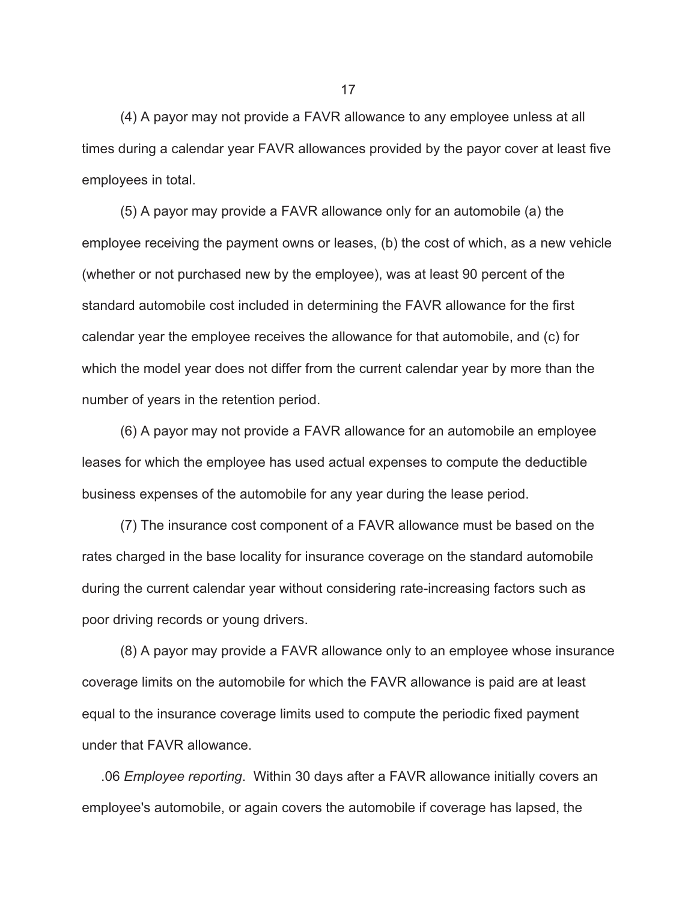(4) A payor may not provide a FAVR allowance to any employee unless at all times during a calendar year FAVR allowances provided by the payor cover at least five employees in total.

(5) A payor may provide a FAVR allowance only for an automobile (a) the employee receiving the payment owns or leases, (b) the cost of which, as a new vehicle (whether or not purchased new by the employee), was at least 90 percent of the standard automobile cost included in determining the FAVR allowance for the first calendar year the employee receives the allowance for that automobile, and (c) for which the model year does not differ from the current calendar year by more than the number of years in the retention period.

(6) A payor may not provide a FAVR allowance for an automobile an employee leases for which the employee has used actual expenses to compute the deductible business expenses of the automobile for any year during the lease period.

(7) The insurance cost component of a FAVR allowance must be based on the rates charged in the base locality for insurance coverage on the standard automobile during the current calendar year without considering rate-increasing factors such as poor driving records or young drivers.

(8) A payor may provide a FAVR allowance only to an employee whose insurance coverage limits on the automobile for which the FAVR allowance is paid are at least equal to the insurance coverage limits used to compute the periodic fixed payment under that FAVR allowance.

.06 *Employee reporting*. Within 30 days after a FAVR allowance initially covers an employee's automobile, or again covers the automobile if coverage has lapsed, the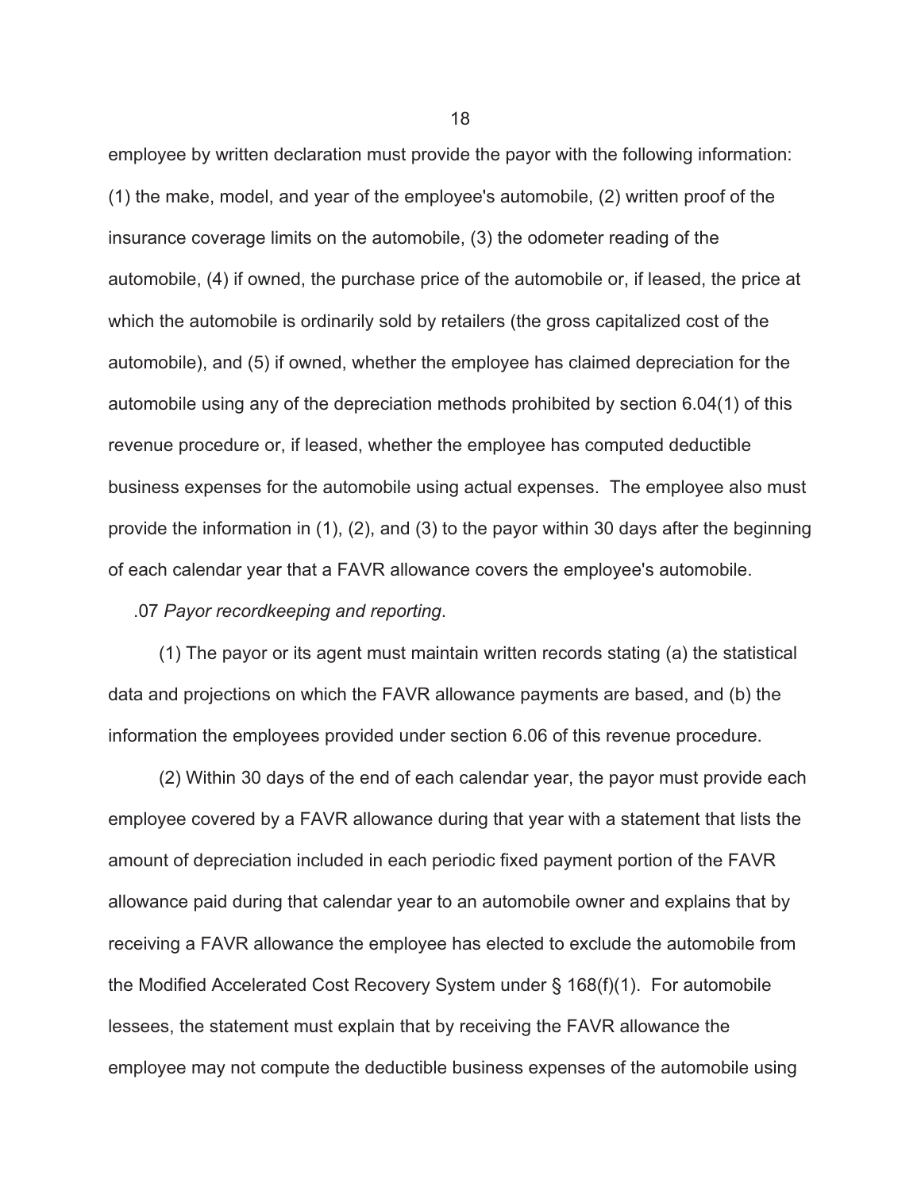employee by written declaration must provide the payor with the following information: (1) the make, model, and year of the employee's automobile, (2) written proof of the insurance coverage limits on the automobile, (3) the odometer reading of the automobile, (4) if owned, the purchase price of the automobile or, if leased, the price at which the automobile is ordinarily sold by retailers (the gross capitalized cost of the automobile), and (5) if owned, whether the employee has claimed depreciation for the automobile using any of the depreciation methods prohibited by section 6.04(1) of this revenue procedure or, if leased, whether the employee has computed deductible business expenses for the automobile using actual expenses. The employee also must provide the information in (1), (2), and (3) to the payor within 30 days after the beginning of each calendar year that a FAVR allowance covers the employee's automobile.

.07 *Payor recordkeeping and reporting*.

(1) The payor or its agent must maintain written records stating (a) the statistical data and projections on which the FAVR allowance payments are based, and (b) the information the employees provided under section 6.06 of this revenue procedure.

(2) Within 30 days of the end of each calendar year, the payor must provide each employee covered by a FAVR allowance during that year with a statement that lists the amount of depreciation included in each periodic fixed payment portion of the FAVR allowance paid during that calendar year to an automobile owner and explains that by receiving a FAVR allowance the employee has elected to exclude the automobile from the Modified Accelerated Cost Recovery System under § 168(f)(1). For automobile lessees, the statement must explain that by receiving the FAVR allowance the employee may not compute the deductible business expenses of the automobile using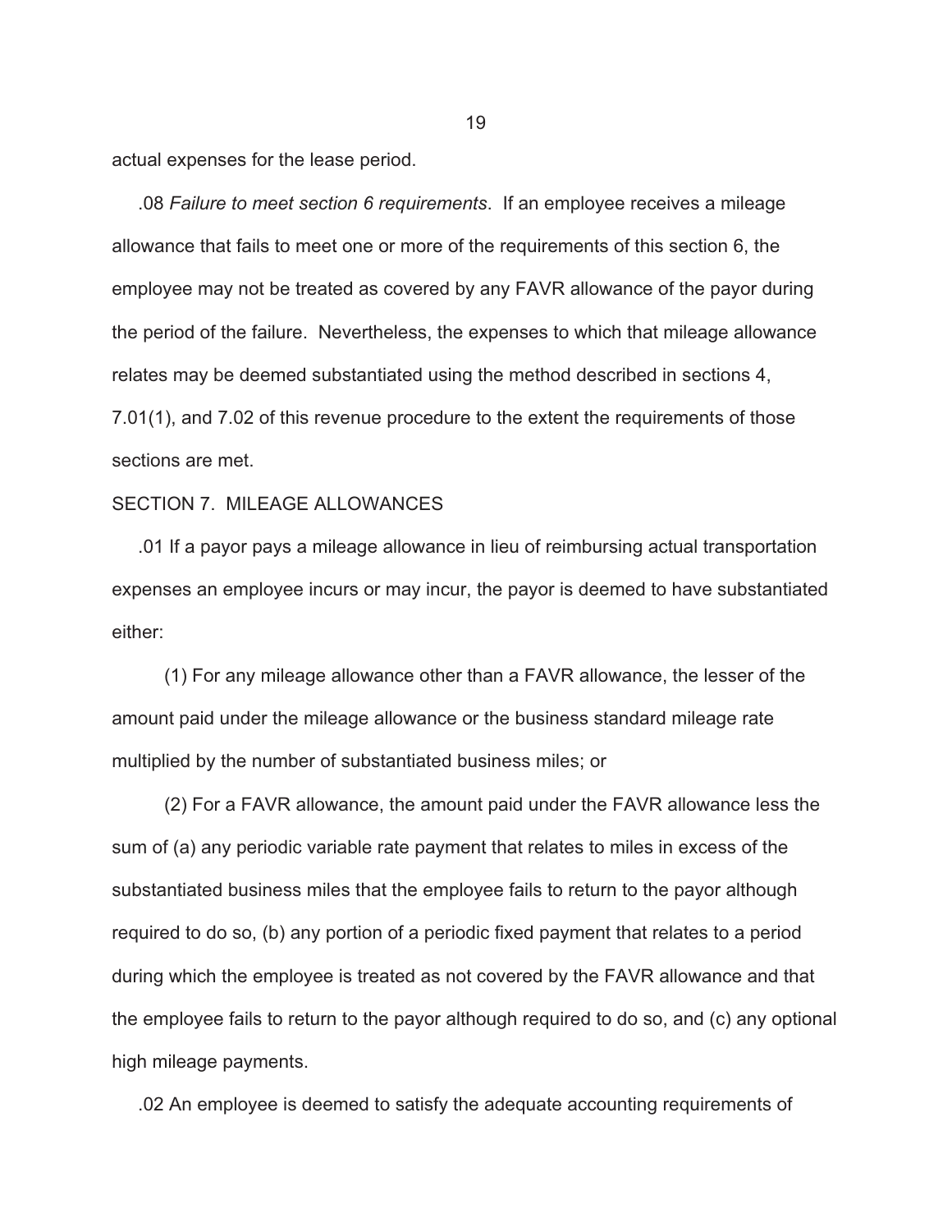actual expenses for the lease period.

.08 *Failure to meet section 6 requirements*. If an employee receives a mileage allowance that fails to meet one or more of the requirements of this section 6, the employee may not be treated as covered by any FAVR allowance of the payor during the period of the failure. Nevertheless, the expenses to which that mileage allowance relates may be deemed substantiated using the method described in sections 4, 7.01(1), and 7.02 of this revenue procedure to the extent the requirements of those sections are met.

SECTION 7. MILEAGE ALLOWANCES

.01 If a payor pays a mileage allowance in lieu of reimbursing actual transportation expenses an employee incurs or may incur, the payor is deemed to have substantiated either:

(1) For any mileage allowance other than a FAVR allowance, the lesser of the amount paid under the mileage allowance or the business standard mileage rate multiplied by the number of substantiated business miles; or

(2) For a FAVR allowance, the amount paid under the FAVR allowance less the sum of (a) any periodic variable rate payment that relates to miles in excess of the substantiated business miles that the employee fails to return to the payor although required to do so, (b) any portion of a periodic fixed payment that relates to a period during which the employee is treated as not covered by the FAVR allowance and that the employee fails to return to the payor although required to do so, and (c) any optional high mileage payments.

.02 An employee is deemed to satisfy the adequate accounting requirements of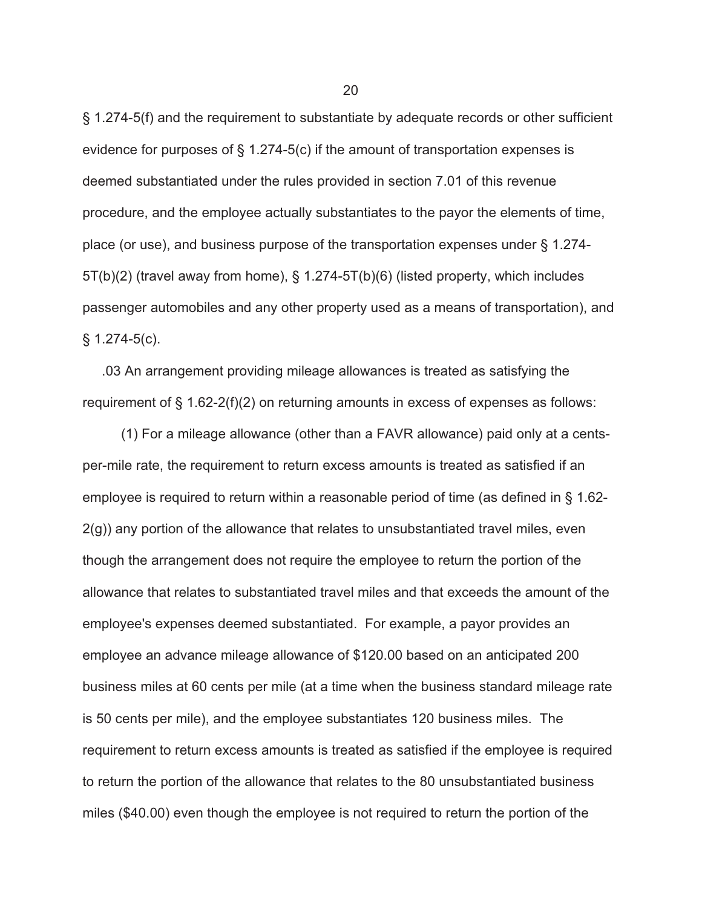§ 1.274-5(f) and the requirement to substantiate by adequate records or other sufficient evidence for purposes of § 1.274-5(c) if the amount of transportation expenses is deemed substantiated under the rules provided in section 7.01 of this revenue procedure, and the employee actually substantiates to the payor the elements of time, place (or use), and business purpose of the transportation expenses under § 1.274-5T(b)(2) (travel away from home), § 1.274-5T(b)(6) (listed property, which includes passenger automobiles and any other property used as a means of transportation), and § 1.274-5(c).

.03 An arrangement providing mileage allowances is treated as satisfying the requirement of § 1.62-2(f)(2) on returning amounts in excess of expenses as follows:

(1) For a mileage allowance (other than a FAVR allowance) paid only at a cents-per-mile rate, the requirement to return excess amounts is treated as satisfied if an employee is required to return within a reasonable period of time (as defined in § 1.62-2(g)) any portion of the allowance that relates to unsubstantiated travel miles, even though the arrangement does not require the employee to return the portion of the allowance that relates to substantiated travel miles and that exceeds the amount of the employee's expenses deemed substantiated. For example, a payor provides an employee an advance mileage allowance of $120.00 based on an anticipated 200 business miles at 60 cents per mile (at a time when the business standard mileage rate is 50 cents per mile), and the employee substantiates 120 business miles. The requirement to return excess amounts is treated as satisfied if the employee is required to return the portion of the allowance that relates to the 80 unsubstantiated business miles ($40.00) even though the employee is not required to return the portion of the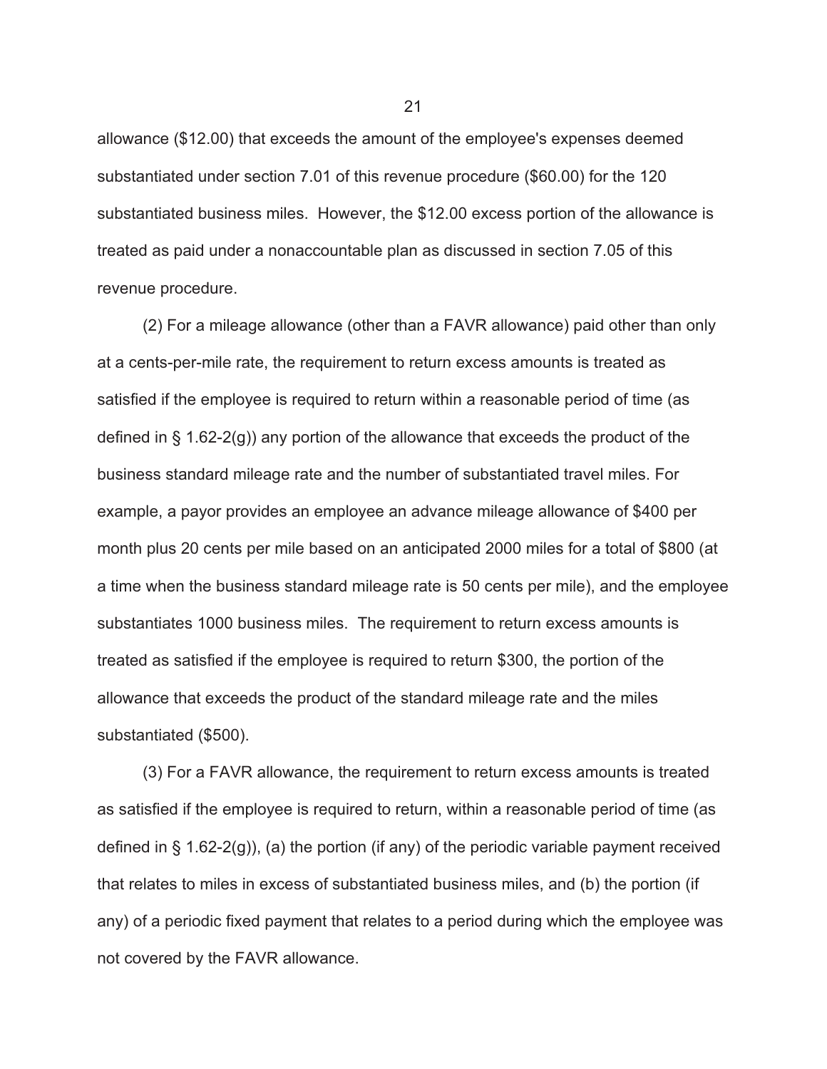allowance ($12.00) that exceeds the amount of the employee's expenses deemed substantiated under section 7.01 of this revenue procedure ($60.00) for the 120 substantiated business miles. However, the $12.00 excess portion of the allowance is treated as paid under a nonaccountable plan as discussed in section 7.05 of this revenue procedure.

(2) For a mileage allowance (other than a FAVR allowance) paid other than only at a cents-per-mile rate, the requirement to return excess amounts is treated as satisfied if the employee is required to return within a reasonable period of time (as defined in § 1.62-2(g)) any portion of the allowance that exceeds the product of the business standard mileage rate and the number of substantiated travel miles. For example, a payor provides an employee an advance mileage allowance of $400 per month plus 20 cents per mile based on an anticipated 2000 miles for a total of $800 (at a time when the business standard mileage rate is 50 cents per mile), and the employee substantiates 1000 business miles. The requirement to return excess amounts is treated as satisfied if the employee is required to return $300, the portion of the allowance that exceeds the product of the standard mileage rate and the miles substantiated ($500).

(3) For a FAVR allowance, the requirement to return excess amounts is treated as satisfied if the employee is required to return, within a reasonable period of time (as defined in § 1.62-2(g)), (a) the portion (if any) of the periodic variable payment received that relates to miles in excess of substantiated business miles, and (b) the portion (if any) of a periodic fixed payment that relates to a period during which the employee was not covered by the FAVR allowance.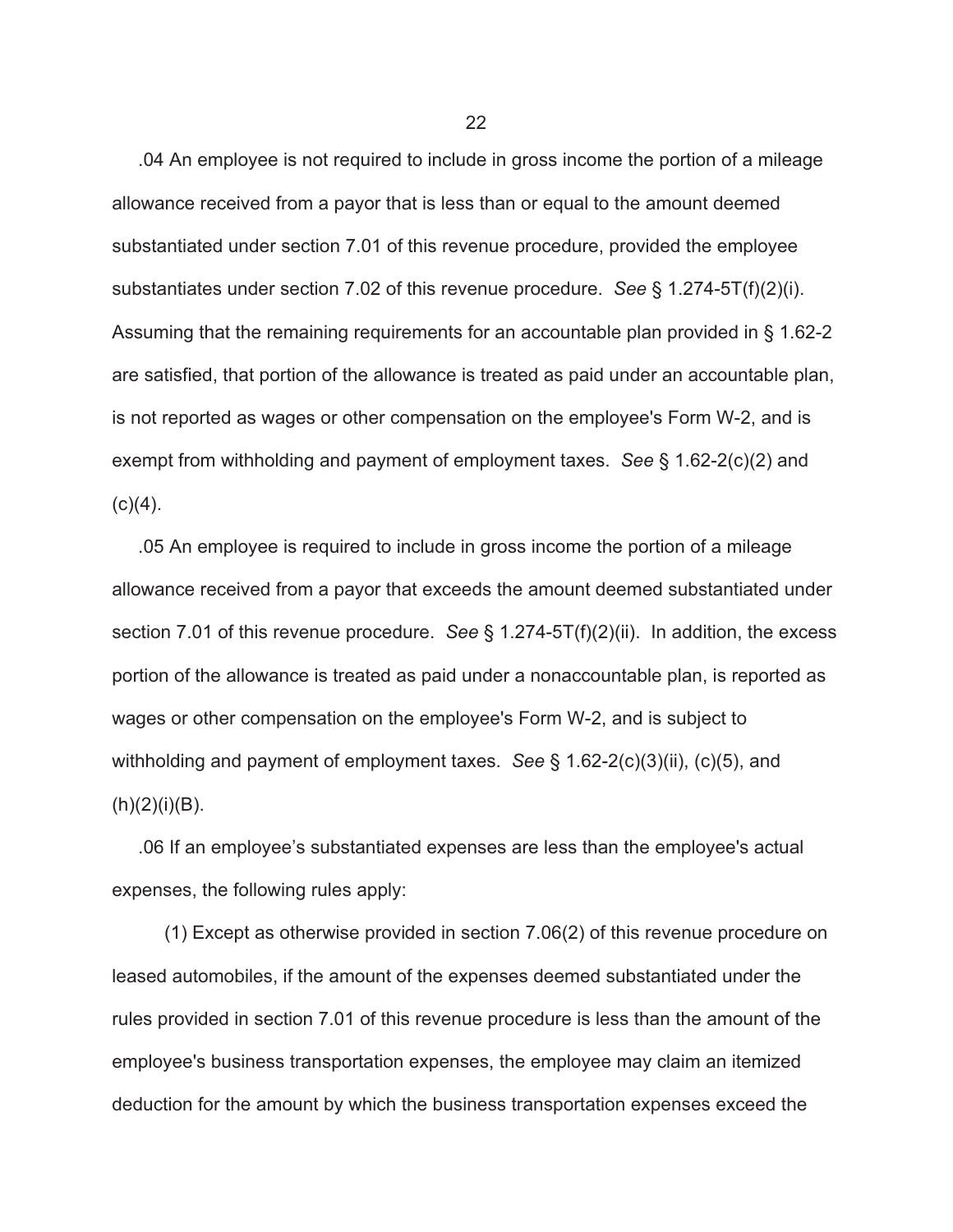.04 An employee is not required to include in gross income the portion of a mileage allowance received from a payor that is less than or equal to the amount deemed substantiated under section 7.01 of this revenue procedure, provided the employee substantiates under section 7.02 of this revenue procedure. *See* § 1.274-5T(f)(2)(i). Assuming that the remaining requirements for an accountable plan provided in § 1.62-2 are satisfied, that portion of the allowance is treated as paid under an accountable plan, is not reported as wages or other compensation on the employee's Form W-2, and is exempt from withholding and payment of employment taxes. *See* § 1.62-2(c)(2) and (c)(4).

.05 An employee is required to include in gross income the portion of a mileage allowance received from a payor that exceeds the amount deemed substantiated under section 7.01 of this revenue procedure. *See* § 1.274-5T(f)(2)(ii). In addition, the excess portion of the allowance is treated as paid under a nonaccountable plan, is reported as wages or other compensation on the employee's Form W-2, and is subject to withholding and payment of employment taxes. *See* § 1.62-2(c)(3)(ii), (c)(5), and (h)(2)(i)(B).

.06 If an employee's substantiated expenses are less than the employee's actual expenses, the following rules apply:

(1) Except as otherwise provided in section 7.06(2) of this revenue procedure on leased automobiles, if the amount of the expenses deemed substantiated under the rules provided in section 7.01 of this revenue procedure is less than the amount of the employee's business transportation expenses, the employee may claim an itemized deduction for the amount by which the business transportation expenses exceed the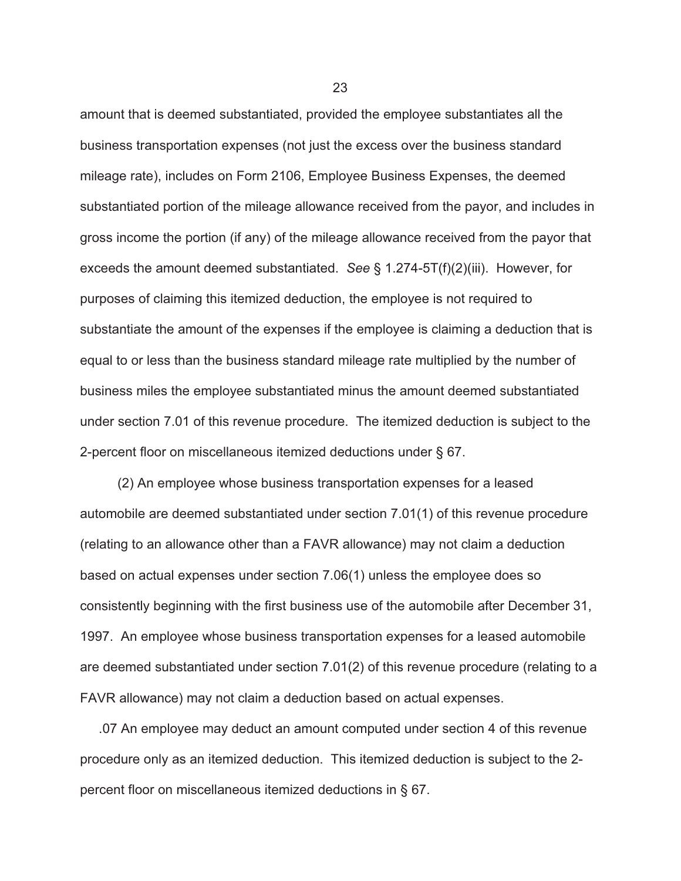amount that is deemed substantiated, provided the employee substantiates all the business transportation expenses (not just the excess over the business standard mileage rate), includes on Form 2106, Employee Business Expenses, the deemed substantiated portion of the mileage allowance received from the payor, and includes in gross income the portion (if any) of the mileage allowance received from the payor that exceeds the amount deemed substantiated. *See* § 1.274-5T(f)(2)(iii). However, for purposes of claiming this itemized deduction, the employee is not required to substantiate the amount of the expenses if the employee is claiming a deduction that is equal to or less than the business standard mileage rate multiplied by the number of business miles the employee substantiated minus the amount deemed substantiated under section 7.01 of this revenue procedure. The itemized deduction is subject to the 2-percent floor on miscellaneous itemized deductions under § 67.

(2) An employee whose business transportation expenses for a leased automobile are deemed substantiated under section 7.01(1) of this revenue procedure (relating to an allowance other than a FAVR allowance) may not claim a deduction based on actual expenses under section 7.06(1) unless the employee does so consistently beginning with the first business use of the automobile after December 31, 1997. An employee whose business transportation expenses for a leased automobile are deemed substantiated under section 7.01(2) of this revenue procedure (relating to a FAVR allowance) may not claim a deduction based on actual expenses.

.07 An employee may deduct an amount computed under section 4 of this revenue procedure only as an itemized deduction. This itemized deduction is subject to the 2-percent floor on miscellaneous itemized deductions in § 67.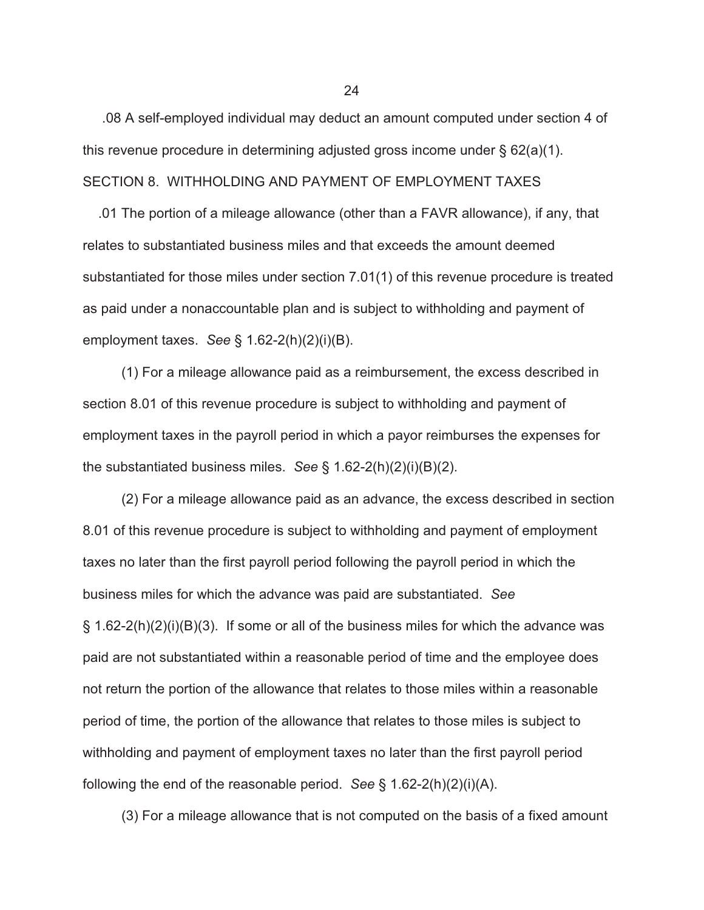.08 A self-employed individual may deduct an amount computed under section 4 of this revenue procedure in determining adjusted gross income under § 62(a)(1).

SECTION 8. WITHHOLDING AND PAYMENT OF EMPLOYMENT TAXES

.01 The portion of a mileage allowance (other than a FAVR allowance), if any, that relates to substantiated business miles and that exceeds the amount deemed substantiated for those miles under section 7.01(1) of this revenue procedure is treated as paid under a nonaccountable plan and is subject to withholding and payment of employment taxes. *See* § 1.62-2(h)(2)(i)(B).

(1) For a mileage allowance paid as a reimbursement, the excess described in section 8.01 of this revenue procedure is subject to withholding and payment of employment taxes in the payroll period in which a payor reimburses the expenses for the substantiated business miles. *See* § 1.62-2(h)(2)(i)(B)(2).

(2) For a mileage allowance paid as an advance, the excess described in section 8.01 of this revenue procedure is subject to withholding and payment of employment taxes no later than the first payroll period following the payroll period in which the business miles for which the advance was paid are substantiated. *See* § 1.62-2(h)(2)(i)(B)(3). If some or all of the business miles for which the advance was paid are not substantiated within a reasonable period of time and the employee does not return the portion of the allowance that relates to those miles within a reasonable period of time, the portion of the allowance that relates to those miles is subject to withholding and payment of employment taxes no later than the first payroll period following the end of the reasonable period. *See* § 1.62-2(h)(2)(i)(A).

(3) For a mileage allowance that is not computed on the basis of a fixed amount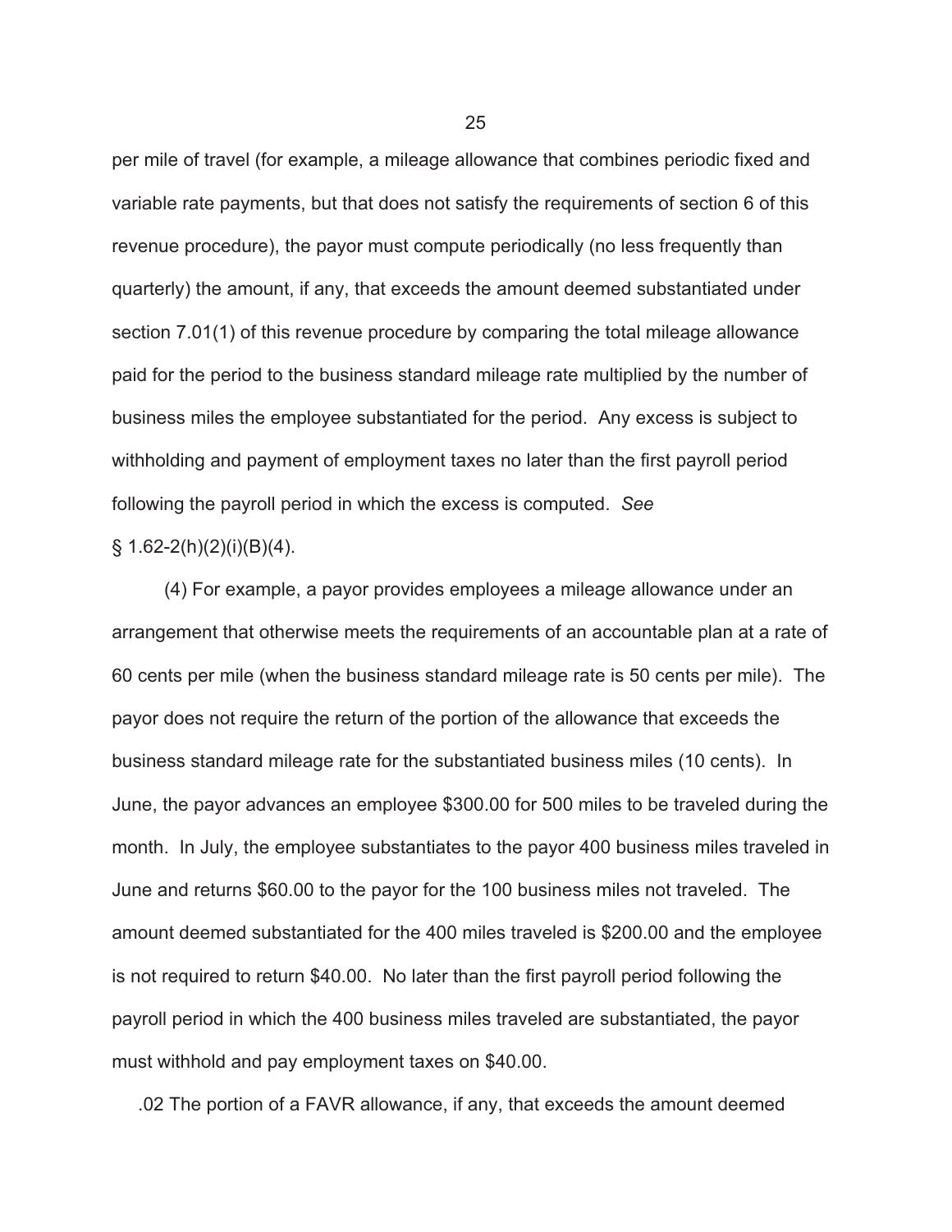per mile of travel (for example, a mileage allowance that combines periodic fixed and variable rate payments, but that does not satisfy the requirements of section 6 of this revenue procedure), the payor must compute periodically (no less frequently than quarterly) the amount, if any, that exceeds the amount deemed substantiated under section 7.01(1) of this revenue procedure by comparing the total mileage allowance paid for the period to the business standard mileage rate multiplied by the number of business miles the employee substantiated for the period. Any excess is subject to withholding and payment of employment taxes no later than the first payroll period following the payroll period in which the excess is computed. *See* § 1.62-2(h)(2)(i)(B)(4).

(4) For example, a payor provides employees a mileage allowance under an arrangement that otherwise meets the requirements of an accountable plan at a rate of 60 cents per mile (when the business standard mileage rate is 50 cents per mile). The payor does not require the return of the portion of the allowance that exceeds the business standard mileage rate for the substantiated business miles (10 cents). In June, the payor advances an employee $300.00 for 500 miles to be traveled during the month. In July, the employee substantiates to the payor 400 business miles traveled in June and returns $60.00 to the payor for the 100 business miles not traveled. The amount deemed substantiated for the 400 miles traveled is $200.00 and the employee is not required to return $40.00. No later than the first payroll period following the payroll period in which the 400 business miles traveled are substantiated, the payor must withhold and pay employment taxes on $40.00.

.02 The portion of a FAVR allowance, if any, that exceeds the amount deemed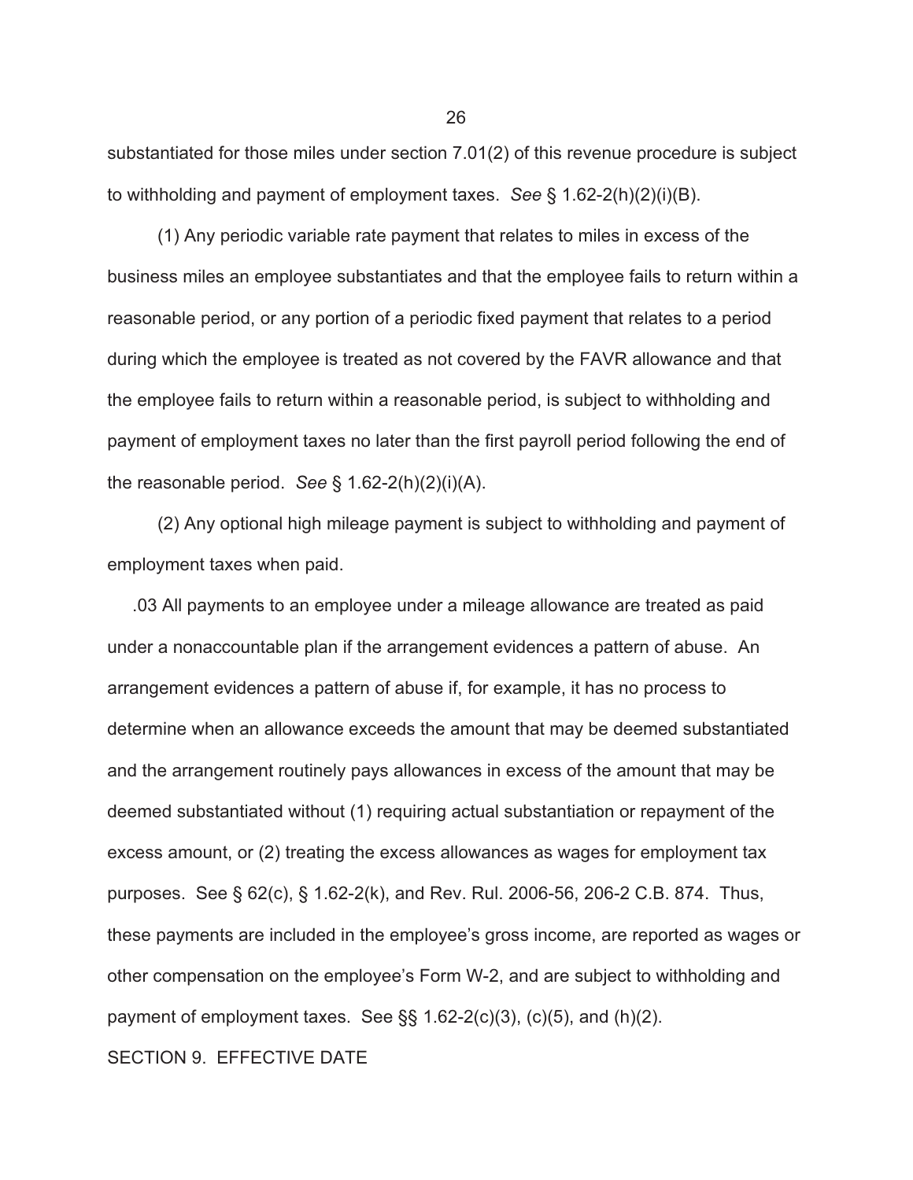substantiated for those miles under section 7.01(2) of this revenue procedure is subject to withholding and payment of employment taxes. *See* § 1.62-2(h)(2)(i)(B).

(1) Any periodic variable rate payment that relates to miles in excess of the business miles an employee substantiates and that the employee fails to return within a reasonable period, or any portion of a periodic fixed payment that relates to a period during which the employee is treated as not covered by the FAVR allowance and that the employee fails to return within a reasonable period, is subject to withholding and payment of employment taxes no later than the first payroll period following the end of the reasonable period. *See* § 1.62-2(h)(2)(i)(A).

(2) Any optional high mileage payment is subject to withholding and payment of employment taxes when paid.

.03 All payments to an employee under a mileage allowance are treated as paid under a nonaccountable plan if the arrangement evidences a pattern of abuse. An arrangement evidences a pattern of abuse if, for example, it has no process to determine when an allowance exceeds the amount that may be deemed substantiated and the arrangement routinely pays allowances in excess of the amount that may be deemed substantiated without (1) requiring actual substantiation or repayment of the excess amount, or (2) treating the excess allowances as wages for employment tax purposes. See § 62(c), § 1.62-2(k), and Rev. Rul. 2006-56, 206-2 C.B. 874. Thus, these payments are included in the employee's gross income, are reported as wages or other compensation on the employee's Form W-2, and are subject to withholding and payment of employment taxes. See §§ 1.62-2(c)(3), (c)(5), and (h)(2).

SECTION 9. EFFECTIVE DATE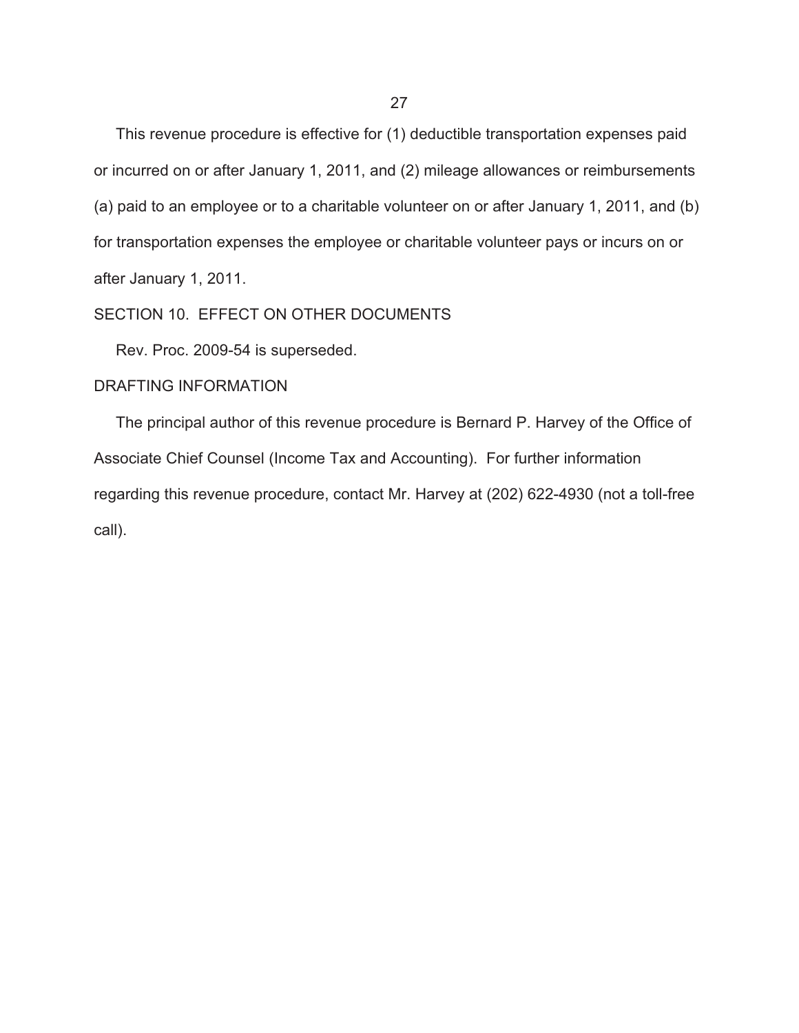This revenue procedure is effective for (1) deductible transportation expenses paid or incurred on or after January 1, 2011, and (2) mileage allowances or reimbursements (a) paid to an employee or to a charitable volunteer on or after January 1, 2011, and (b) for transportation expenses the employee or charitable volunteer pays or incurs on or after January 1, 2011.

## SECTION 10. EFFECT ON OTHER DOCUMENTS

Rev. Proc. 2009-54 is superseded.

## DRAFTING INFORMATION

The principal author of this revenue procedure is Bernard P. Harvey of the Office of Associate Chief Counsel (Income Tax and Accounting). For further information regarding this revenue procedure, contact Mr. Harvey at (202) 622-4930 (not a toll-free call).